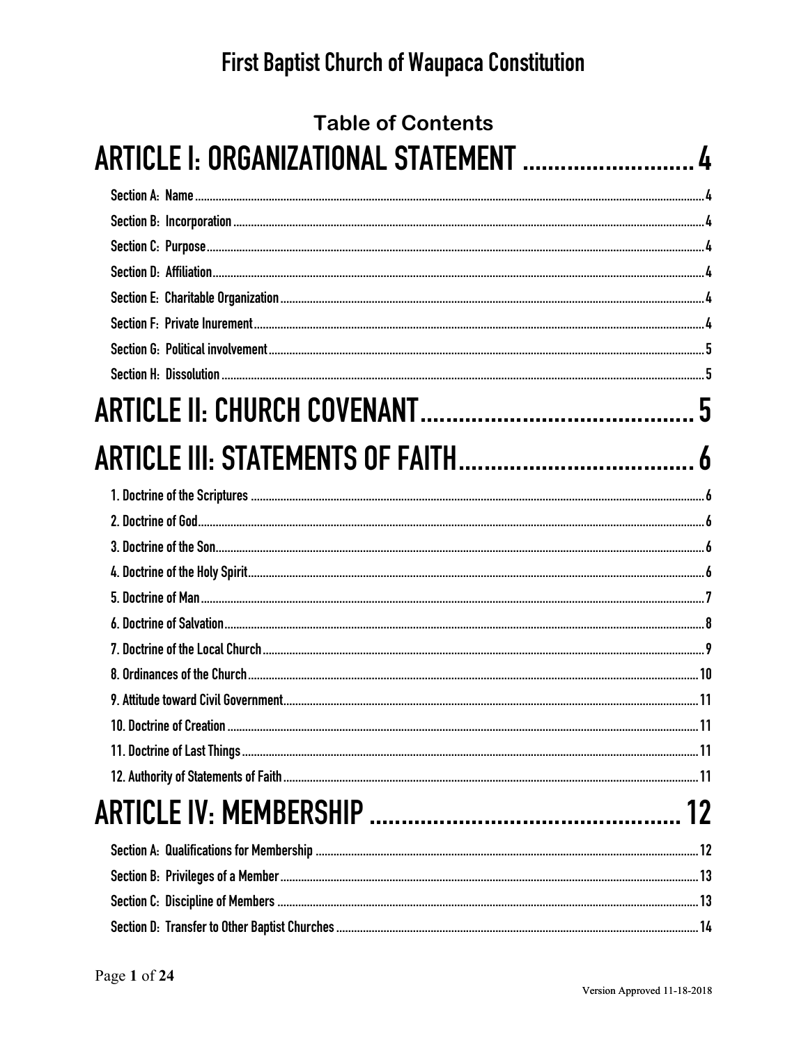# First Baptist Church of Waupaca Constitution

## Table of Contents

**ARTICLE I: ORGANIZATIONAL STATEMENT .......... 4**

- Section A: Name .......... 4
- Section B: Incorporation .......... 4
- Section C: Purpose .......... 4
- Section D: Affiliation .......... 4
- Section E: Charitable Organization .......... 4
- Section F: Private Inurement .......... 4
- Section G: Political involvement .......... 5
- Section H: Dissolution .......... 5

**ARTICLE II: CHURCH COVENANT .......... 5**

**ARTICLE III: STATEMENTS OF FAITH .......... 6**

- 1. Doctrine of the Scriptures .......... 6
- 2. Doctrine of God .......... 6
- 3. Doctrine of the Son .......... 6
- 4. Doctrine of the Holy Spirit .......... 6
- 5. Doctrine of Man .......... 7
- 6. Doctrine of Salvation .......... 8
- 7. Doctrine of the Local Church .......... 9
- 8. Ordinances of the Church .......... 10
- 9. Attitude toward Civil Government .......... 11
- 10. Doctrine of Creation .......... 11
- 11. Doctrine of Last Things .......... 11
- 12. Authority of Statements of Faith .......... 11

**ARTICLE IV: MEMBERSHIP .......... 12**

- Section A: Qualifications for Membership .......... 12
- Section B: Privileges of a Member .......... 13
- Section C: Discipline of Members .......... 13
- Section D: Transfer to Other Baptist Churches .......... 14

Version Approved 11-18-2018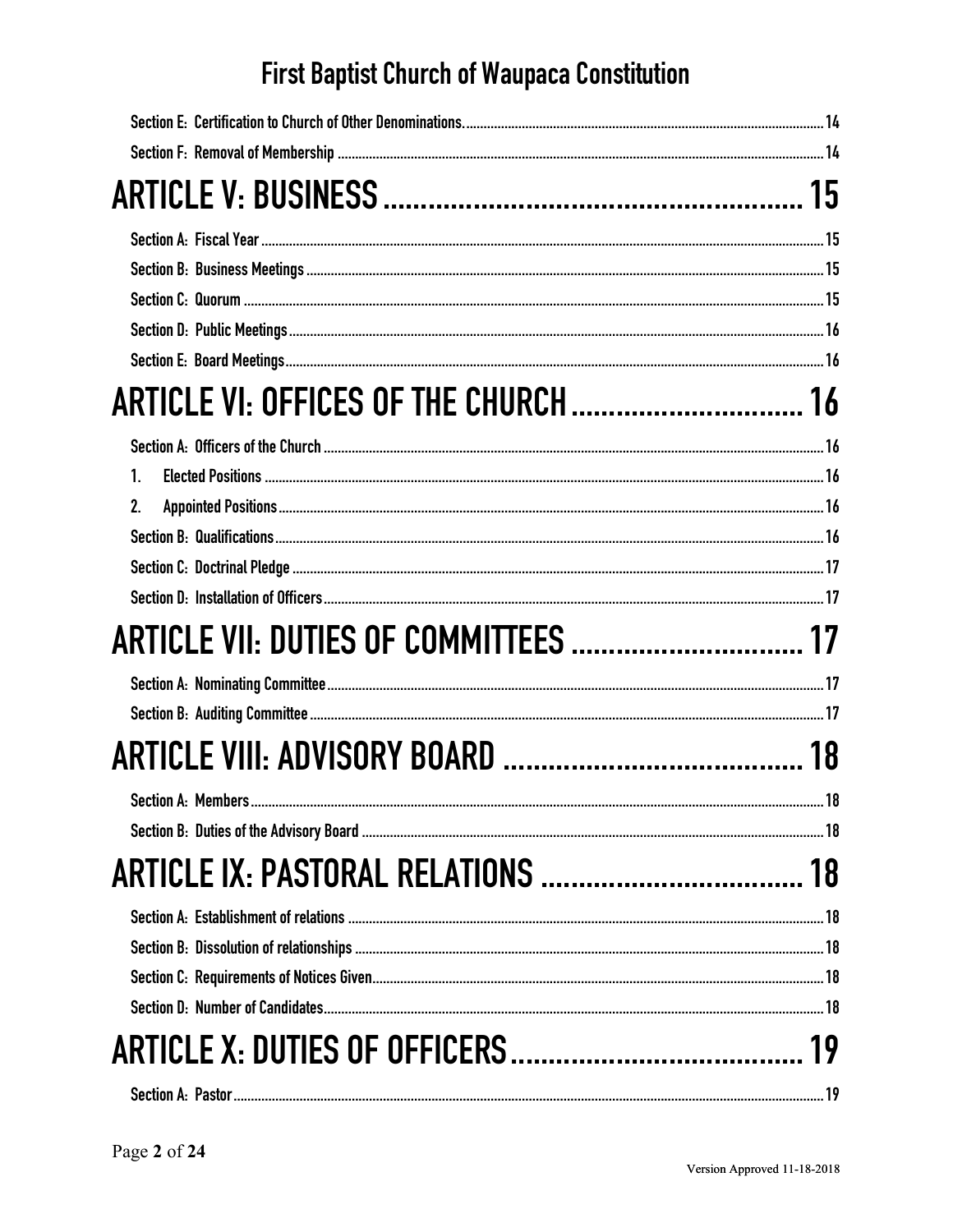Section E: Certification to Church of Other Denominations. 14
Section F: Removal of Membership 14

# ARTICLE V: BUSINESS 15

Section A: Fiscal Year 15
Section B: Business Meetings 15
Section C: Quorum 15
Section D: Public Meetings 16
Section E: Board Meetings 16

# ARTICLE VI: OFFICES OF THE CHURCH 16

Section A: Officers of the Church 16
1. Elected Positions 16
2. Appointed Positions 16

Section B: Qualifications 16
Section C: Doctrinal Pledge 17
Section D: Installation of Officers 17

# ARTICLE VII: DUTIES OF COMMITTEES 17

Section A: Nominating Committee 17
Section B: Auditing Committee 17

# ARTICLE VIII: ADVISORY BOARD 18

Section A: Members 18
Section B: Duties of the Advisory Board 18

# ARTICLE IX: PASTORAL RELATIONS 18

Section A: Establishment of relations 18
Section B: Dissolution of relationships 18
Section C: Requirements of Notices Given 18
Section D: Number of Candidates 18

# ARTICLE X: DUTIES OF OFFICERS 19

Section A: Pastor 19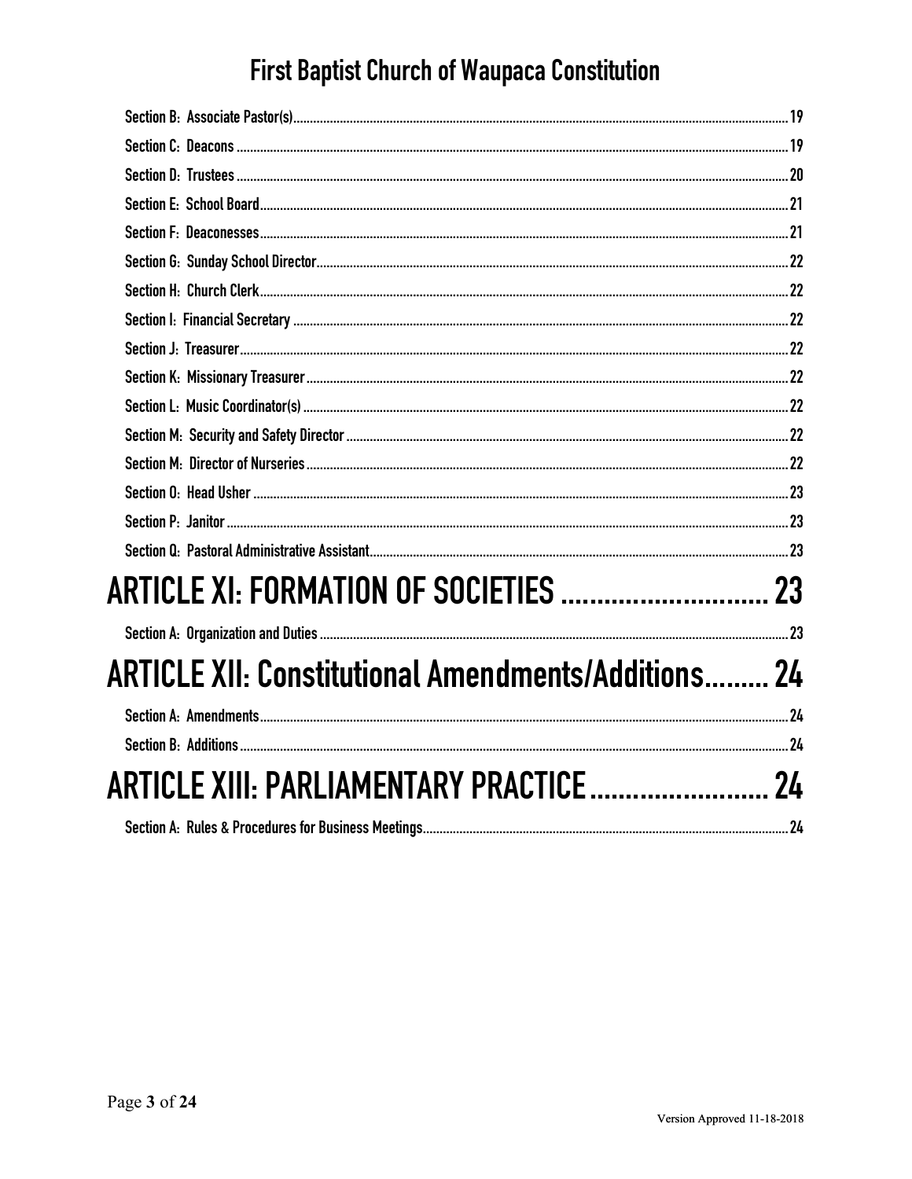Section B: Associate Pastor(s) ... 19
Section C: Deacons ... 19
Section D: Trustees ... 20
Section E: School Board ... 21
Section F: Deaconesses ... 21
Section G: Sunday School Director ... 22
Section H: Church Clerk ... 22
Section I: Financial Secretary ... 22
Section J: Treasurer ... 22
Section K: Missionary Treasurer ... 22
Section L: Music Coordinator(s) ... 22
Section M: Security and Safety Director ... 22
Section M: Director of Nurseries ... 22
Section O: Head Usher ... 23
Section P: Janitor ... 23
Section Q: Pastoral Administrative Assistant ... 23

# ARTICLE XI: FORMATION OF SOCIETIES ... 23

Section A: Organization and Duties ... 23

# ARTICLE XII: Constitutional Amendments/Additions ... 24

Section A: Amendments ... 24
Section B: Additions ... 24

# ARTICLE XIII: PARLIAMENTARY PRACTICE ... 24

Section A: Rules & Procedures for Business Meetings ... 24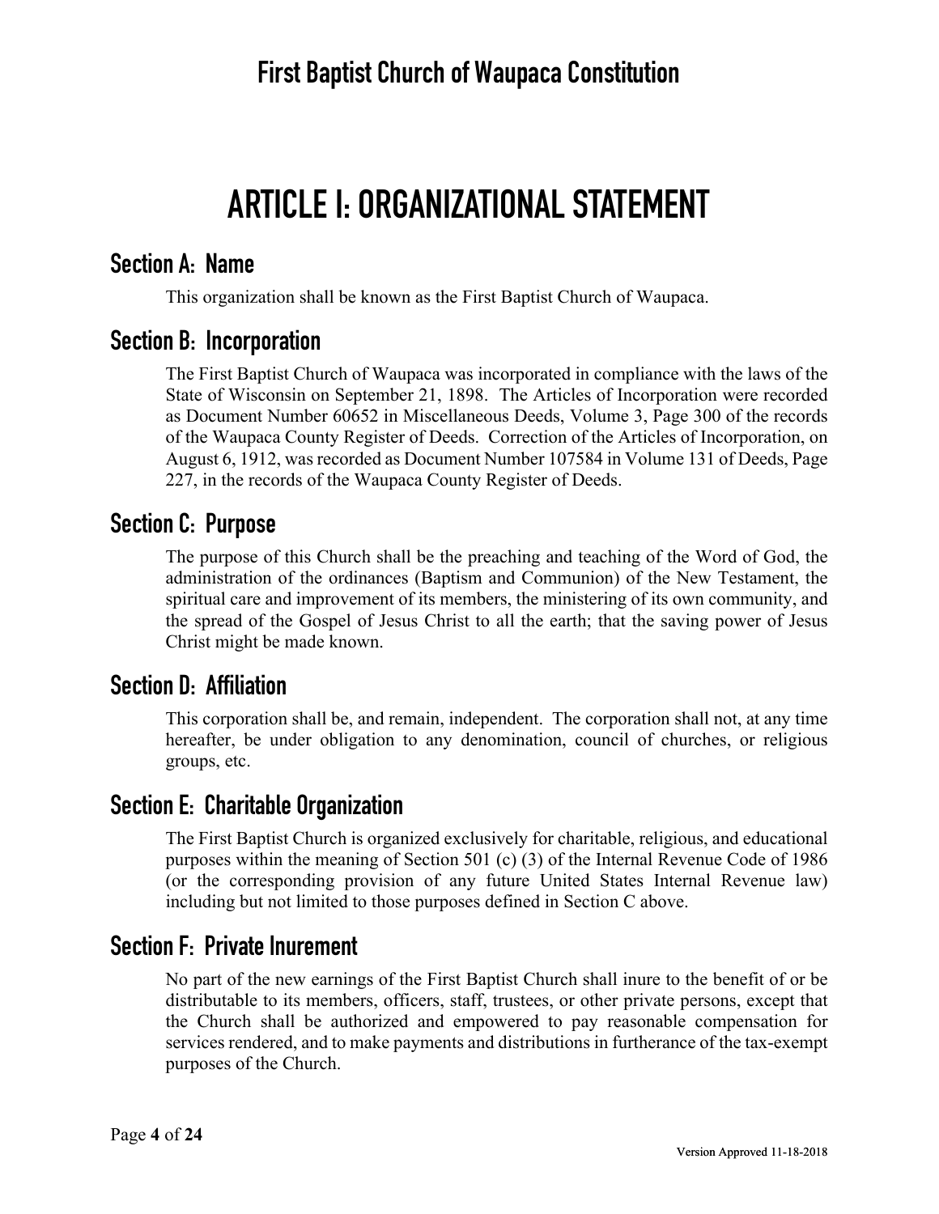# ARTICLE I: ORGANIZATIONAL STATEMENT

## Section A: Name

This organization shall be known as the First Baptist Church of Waupaca.

## Section B: Incorporation

The First Baptist Church of Waupaca was incorporated in compliance with the laws of the State of Wisconsin on September 21, 1898. The Articles of Incorporation were recorded as Document Number 60652 in Miscellaneous Deeds, Volume 3, Page 300 of the records of the Waupaca County Register of Deeds. Correction of the Articles of Incorporation, on August 6, 1912, was recorded as Document Number 107584 in Volume 131 of Deeds, Page 227, in the records of the Waupaca County Register of Deeds.

## Section C: Purpose

The purpose of this Church shall be the preaching and teaching of the Word of God, the administration of the ordinances (Baptism and Communion) of the New Testament, the spiritual care and improvement of its members, the ministering of its own community, and the spread of the Gospel of Jesus Christ to all the earth; that the saving power of Jesus Christ might be made known.

## Section D: Affiliation

This corporation shall be, and remain, independent. The corporation shall not, at any time hereafter, be under obligation to any denomination, council of churches, or religious groups, etc.

## Section E: Charitable Organization

The First Baptist Church is organized exclusively for charitable, religious, and educational purposes within the meaning of Section 501 (c) (3) of the Internal Revenue Code of 1986 (or the corresponding provision of any future United States Internal Revenue law) including but not limited to those purposes defined in Section C above.

## Section F: Private Inurement

No part of the new earnings of the First Baptist Church shall inure to the benefit of or be distributable to its members, officers, staff, trustees, or other private persons, except that the Church shall be authorized and empowered to pay reasonable compensation for services rendered, and to make payments and distributions in furtherance of the tax-exempt purposes of the Church.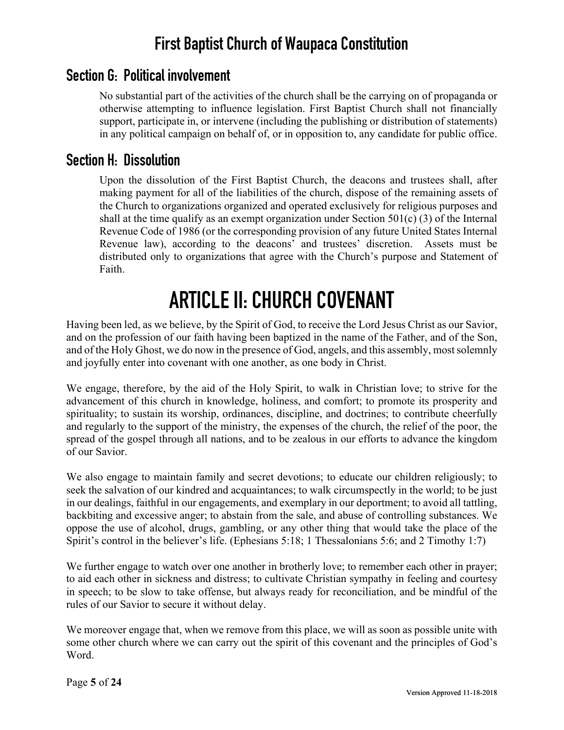## Section G: Political involvement

No substantial part of the activities of the church shall be the carrying on of propaganda or otherwise attempting to influence legislation. First Baptist Church shall not financially support, participate in, or intervene (including the publishing or distribution of statements) in any political campaign on behalf of, or in opposition to, any candidate for public office.

## Section H: Dissolution

Upon the dissolution of the First Baptist Church, the deacons and trustees shall, after making payment for all of the liabilities of the church, dispose of the remaining assets of the Church to organizations organized and operated exclusively for religious purposes and shall at the time qualify as an exempt organization under Section 501(c) (3) of the Internal Revenue Code of 1986 (or the corresponding provision of any future United States Internal Revenue law), according to the deacons' and trustees' discretion. Assets must be distributed only to organizations that agree with the Church's purpose and Statement of Faith.

# ARTICLE II: CHURCH COVENANT

Having been led, as we believe, by the Spirit of God, to receive the Lord Jesus Christ as our Savior, and on the profession of our faith having been baptized in the name of the Father, and of the Son, and of the Holy Ghost, we do now in the presence of God, angels, and this assembly, most solemnly and joyfully enter into covenant with one another, as one body in Christ.

We engage, therefore, by the aid of the Holy Spirit, to walk in Christian love; to strive for the advancement of this church in knowledge, holiness, and comfort; to promote its prosperity and spirituality; to sustain its worship, ordinances, discipline, and doctrines; to contribute cheerfully and regularly to the support of the ministry, the expenses of the church, the relief of the poor, the spread of the gospel through all nations, and to be zealous in our efforts to advance the kingdom of our Savior.

We also engage to maintain family and secret devotions; to educate our children religiously; to seek the salvation of our kindred and acquaintances; to walk circumspectly in the world; to be just in our dealings, faithful in our engagements, and exemplary in our deportment; to avoid all tattling, backbiting and excessive anger; to abstain from the sale, and abuse of controlling substances. We oppose the use of alcohol, drugs, gambling, or any other thing that would take the place of the Spirit's control in the believer's life. (Ephesians 5:18; 1 Thessalonians 5:6; and 2 Timothy 1:7)

We further engage to watch over one another in brotherly love; to remember each other in prayer; to aid each other in sickness and distress; to cultivate Christian sympathy in feeling and courtesy in speech; to be slow to take offense, but always ready for reconciliation, and be mindful of the rules of our Savior to secure it without delay.

We moreover engage that, when we remove from this place, we will as soon as possible unite with some other church where we can carry out the spirit of this covenant and the principles of God's Word.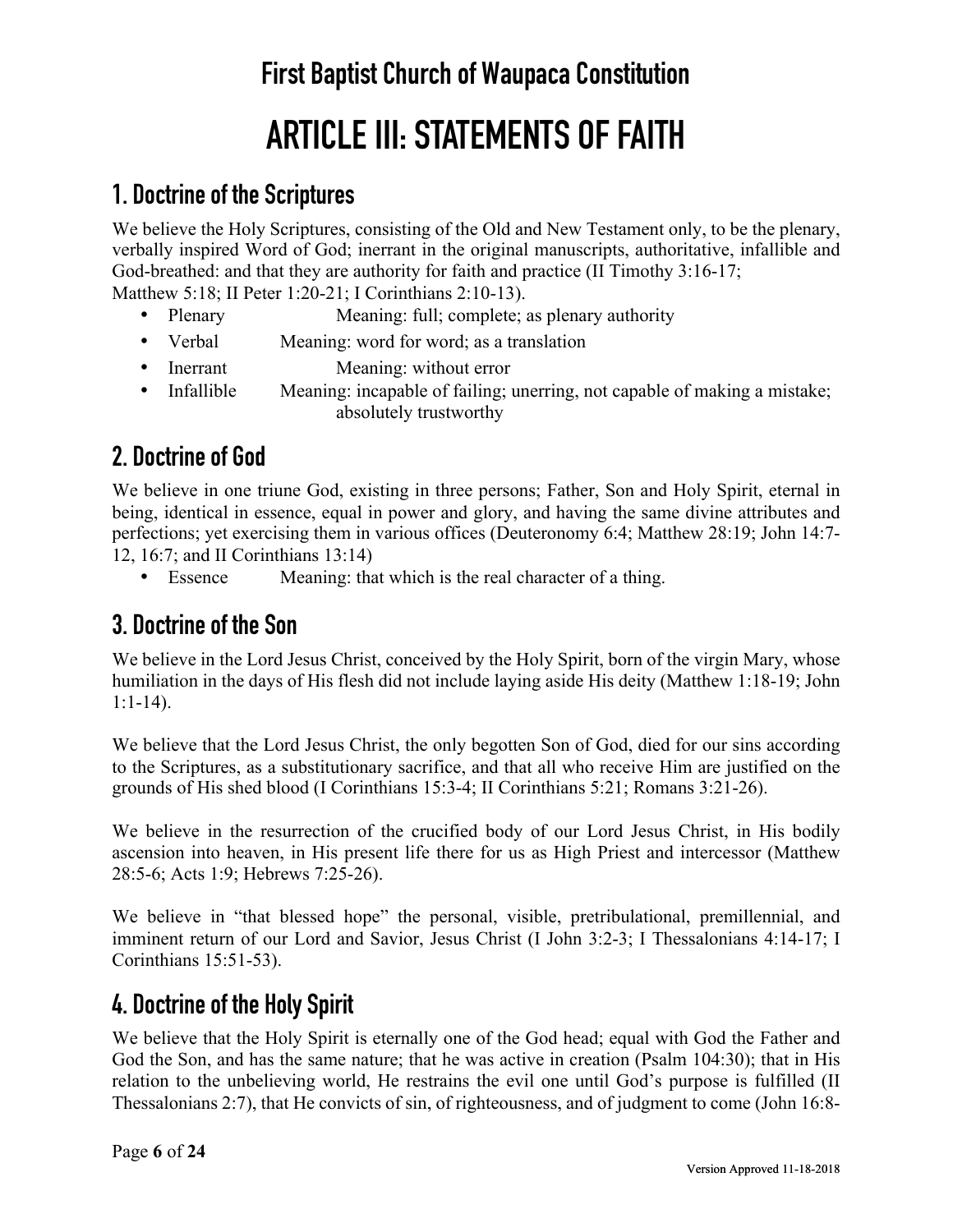# First Baptist Church of Waupaca Constitution

# ARTICLE III: STATEMENTS OF FAITH

## 1. Doctrine of the Scriptures

We believe the Holy Scriptures, consisting of the Old and New Testament only, to be the plenary, verbally inspired Word of God; inerrant in the original manuscripts, authoritative, infallible and God-breathed: and that they are authority for faith and practice (II Timothy 3:16-17; Matthew 5:18; II Peter 1:20-21; I Corinthians 2:10-13).

- Plenary Meaning: full; complete; as plenary authority
- Verbal Meaning: word for word; as a translation
- Inerrant Meaning: without error
- Infallible Meaning: incapable of failing; unerring, not capable of making a mistake; absolutely trustworthy

## 2. Doctrine of God

We believe in one triune God, existing in three persons; Father, Son and Holy Spirit, eternal in being, identical in essence, equal in power and glory, and having the same divine attributes and perfections; yet exercising them in various offices (Deuteronomy 6:4; Matthew 28:19; John 14:7-12, 16:7; and II Corinthians 13:14)

- Essence Meaning: that which is the real character of a thing.

## 3. Doctrine of the Son

We believe in the Lord Jesus Christ, conceived by the Holy Spirit, born of the virgin Mary, whose humiliation in the days of His flesh did not include laying aside His deity (Matthew 1:18-19; John 1:1-14).

We believe that the Lord Jesus Christ, the only begotten Son of God, died for our sins according to the Scriptures, as a substitutionary sacrifice, and that all who receive Him are justified on the grounds of His shed blood (I Corinthians 15:3-4; II Corinthians 5:21; Romans 3:21-26).

We believe in the resurrection of the crucified body of our Lord Jesus Christ, in His bodily ascension into heaven, in His present life there for us as High Priest and intercessor (Matthew 28:5-6; Acts 1:9; Hebrews 7:25-26).

We believe in "that blessed hope" the personal, visible, pretribulational, premillennial, and imminent return of our Lord and Savior, Jesus Christ (I John 3:2-3; I Thessalonians 4:14-17; I Corinthians 15:51-53).

## 4. Doctrine of the Holy Spirit

We believe that the Holy Spirit is eternally one of the God head; equal with God the Father and God the Son, and has the same nature; that he was active in creation (Psalm 104:30); that in His relation to the unbelieving world, He restrains the evil one until God's purpose is fulfilled (II Thessalonians 2:7), that He convicts of sin, of righteousness, and of judgment to come (John 16:8-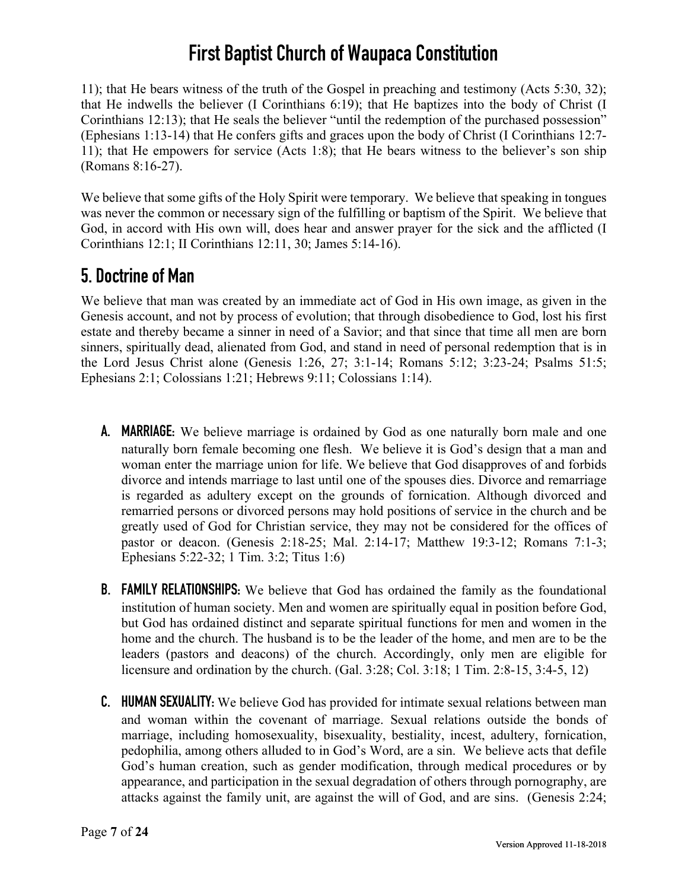11); that He bears witness of the truth of the Gospel in preaching and testimony (Acts 5:30, 32); that He indwells the believer (I Corinthians 6:19); that He baptizes into the body of Christ (I Corinthians 12:13); that He seals the believer "until the redemption of the purchased possession" (Ephesians 1:13-14) that He confers gifts and graces upon the body of Christ (I Corinthians 12:7-11); that He empowers for service (Acts 1:8); that He bears witness to the believer's son ship (Romans 8:16-27).

We believe that some gifts of the Holy Spirit were temporary. We believe that speaking in tongues was never the common or necessary sign of the fulfilling or baptism of the Spirit. We believe that God, in accord with His own will, does hear and answer prayer for the sick and the afflicted (I Corinthians 12:1; II Corinthians 12:11, 30; James 5:14-16).

## 5. Doctrine of Man

We believe that man was created by an immediate act of God in His own image, as given in the Genesis account, and not by process of evolution; that through disobedience to God, lost his first estate and thereby became a sinner in need of a Savior; and that since that time all men are born sinners, spiritually dead, alienated from God, and stand in need of personal redemption that is in the Lord Jesus Christ alone (Genesis 1:26, 27; 3:1-14; Romans 5:12; 3:23-24; Psalms 51:5; Ephesians 2:1; Colossians 1:21; Hebrews 9:11; Colossians 1:14).

- **A. MARRIAGE:** We believe marriage is ordained by God as one naturally born male and one naturally born female becoming one flesh. We believe it is God's design that a man and woman enter the marriage union for life. We believe that God disapproves of and forbids divorce and intends marriage to last until one of the spouses dies. Divorce and remarriage is regarded as adultery except on the grounds of fornication. Although divorced and remarried persons or divorced persons may hold positions of service in the church and be greatly used of God for Christian service, they may not be considered for the offices of pastor or deacon. (Genesis 2:18-25; Mal. 2:14-17; Matthew 19:3-12; Romans 7:1-3; Ephesians 5:22-32; 1 Tim. 3:2; Titus 1:6)

- **B. FAMILY RELATIONSHIPS:** We believe that God has ordained the family as the foundational institution of human society. Men and women are spiritually equal in position before God, but God has ordained distinct and separate spiritual functions for men and women in the home and the church. The husband is to be the leader of the home, and men are to be the leaders (pastors and deacons) of the church. Accordingly, only men are eligible for licensure and ordination by the church. (Gal. 3:28; Col. 3:18; 1 Tim. 2:8-15, 3:4-5, 12)

- **C. HUMAN SEXUALITY:** We believe God has provided for intimate sexual relations between man and woman within the covenant of marriage. Sexual relations outside the bonds of marriage, including homosexuality, bisexuality, bestiality, incest, adultery, fornication, pedophilia, among others alluded to in God's Word, are a sin. We believe acts that defile God's human creation, such as gender modification, through medical procedures or by appearance, and participation in the sexual degradation of others through pornography, are attacks against the family unit, are against the will of God, and are sins. (Genesis 2:24;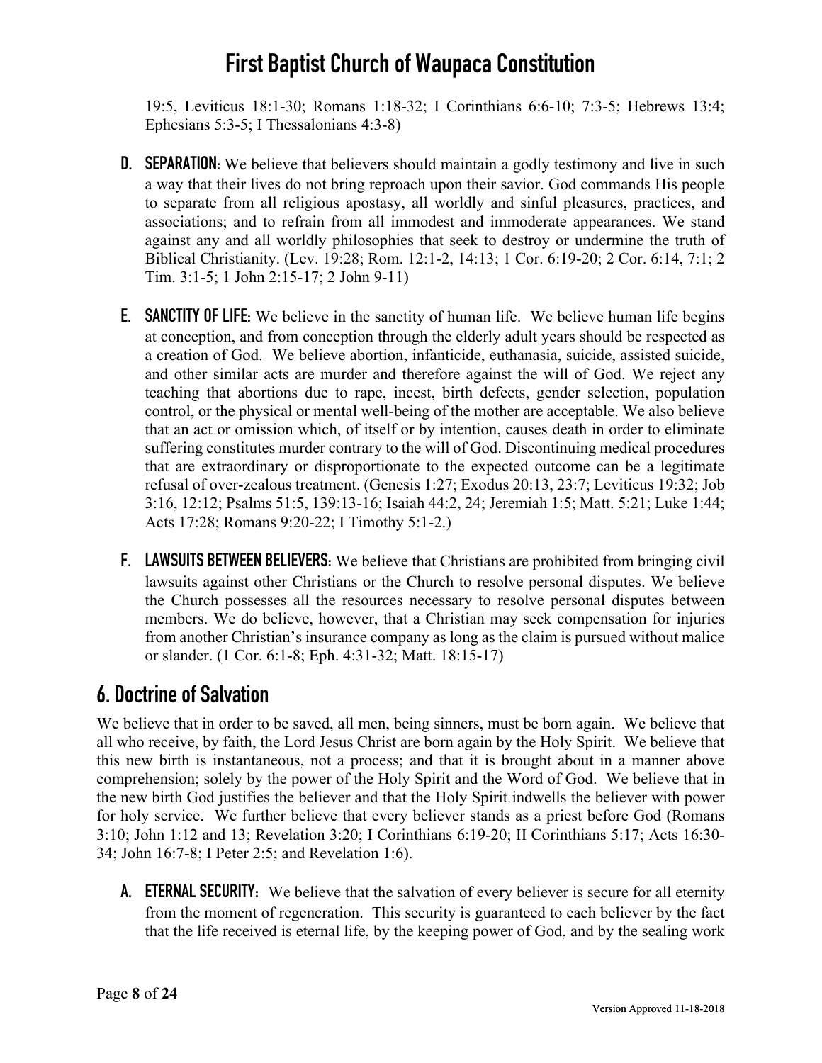19:5, Leviticus 18:1-30; Romans 1:18-32; I Corinthians 6:6-10; 7:3-5; Hebrews 13:4; Ephesians 5:3-5; I Thessalonians 4:3-8)

**D. SEPARATION:** We believe that believers should maintain a godly testimony and live in such a way that their lives do not bring reproach upon their savior. God commands His people to separate from all religious apostasy, all worldly and sinful pleasures, practices, and associations; and to refrain from all immodest and immoderate appearances. We stand against any and all worldly philosophies that seek to destroy or undermine the truth of Biblical Christianity. (Lev. 19:28; Rom. 12:1-2, 14:13; 1 Cor. 6:19-20; 2 Cor. 6:14, 7:1; 2 Tim. 3:1-5; 1 John 2:15-17; 2 John 9-11)

**E. SANCTITY OF LIFE:** We believe in the sanctity of human life. We believe human life begins at conception, and from conception through the elderly adult years should be respected as a creation of God. We believe abortion, infanticide, euthanasia, suicide, assisted suicide, and other similar acts are murder and therefore against the will of God. We reject any teaching that abortions due to rape, incest, birth defects, gender selection, population control, or the physical or mental well-being of the mother are acceptable. We also believe that an act or omission which, of itself or by intention, causes death in order to eliminate suffering constitutes murder contrary to the will of God. Discontinuing medical procedures that are extraordinary or disproportionate to the expected outcome can be a legitimate refusal of over-zealous treatment. (Genesis 1:27; Exodus 20:13, 23:7; Leviticus 19:32; Job 3:16, 12:12; Psalms 51:5, 139:13-16; Isaiah 44:2, 24; Jeremiah 1:5; Matt. 5:21; Luke 1:44; Acts 17:28; Romans 9:20-22; I Timothy 5:1-2.)

**F. LAWSUITS BETWEEN BELIEVERS:** We believe that Christians are prohibited from bringing civil lawsuits against other Christians or the Church to resolve personal disputes. We believe the Church possesses all the resources necessary to resolve personal disputes between members. We do believe, however, that a Christian may seek compensation for injuries from another Christian's insurance company as long as the claim is pursued without malice or slander. (1 Cor. 6:1-8; Eph. 4:31-32; Matt. 18:15-17)

## 6. Doctrine of Salvation

We believe that in order to be saved, all men, being sinners, must be born again. We believe that all who receive, by faith, the Lord Jesus Christ are born again by the Holy Spirit. We believe that this new birth is instantaneous, not a process; and that it is brought about in a manner above comprehension; solely by the power of the Holy Spirit and the Word of God. We believe that in the new birth God justifies the believer and that the Holy Spirit indwells the believer with power for holy service. We further believe that every believer stands as a priest before God (Romans 3:10; John 1:12 and 13; Revelation 3:20; I Corinthians 6:19-20; II Corinthians 5:17; Acts 16:30-34; John 16:7-8; I Peter 2:5; and Revelation 1:6).

**A. ETERNAL SECURITY:** We believe that the salvation of every believer is secure for all eternity from the moment of regeneration. This security is guaranteed to each believer by the fact that the life received is eternal life, by the keeping power of God, and by the sealing work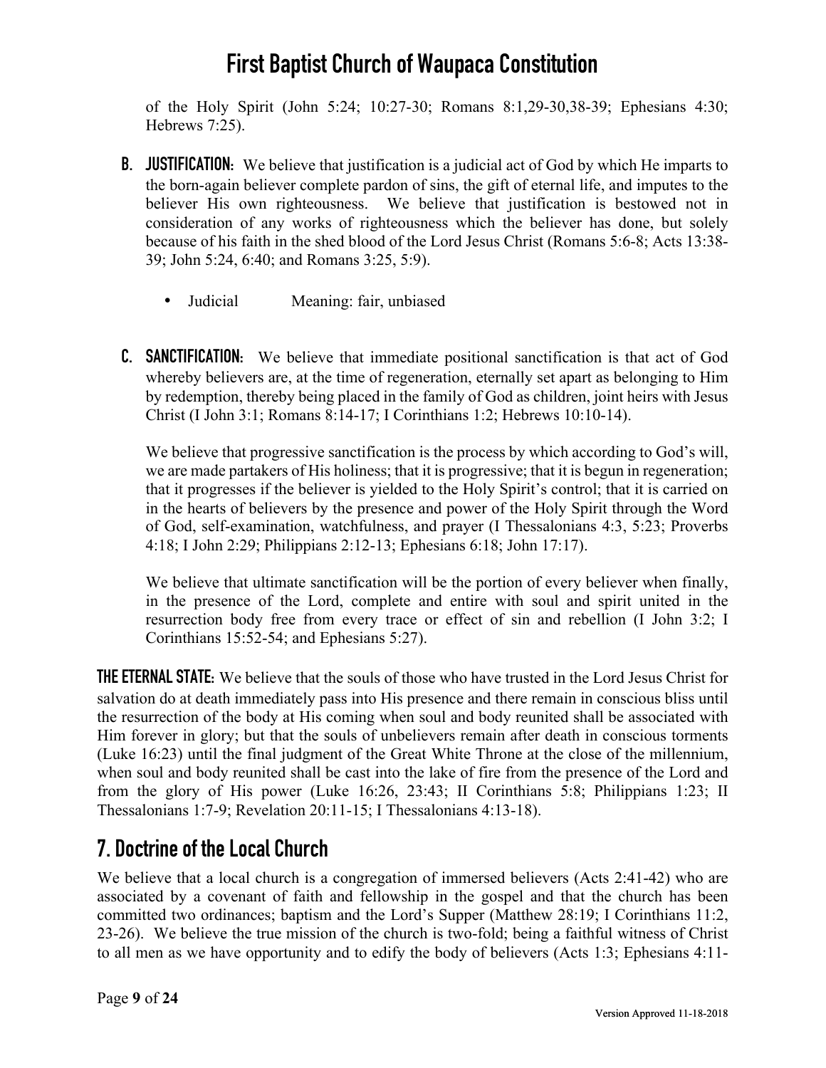of the Holy Spirit (John 5:24; 10:27-30; Romans 8:1,29-30,38-39; Ephesians 4:30; Hebrews 7:25).

**B. JUSTIFICATION:** We believe that justification is a judicial act of God by which He imparts to the born-again believer complete pardon of sins, the gift of eternal life, and imputes to the believer His own righteousness. We believe that justification is bestowed not in consideration of any works of righteousness which the believer has done, but solely because of his faith in the shed blood of the Lord Jesus Christ (Romans 5:6-8; Acts 13:38-39; John 5:24, 6:40; and Romans 3:25, 5:9).

- Judicial Meaning: fair, unbiased

**C. SANCTIFICATION:** We believe that immediate positional sanctification is that act of God whereby believers are, at the time of regeneration, eternally set apart as belonging to Him by redemption, thereby being placed in the family of God as children, joint heirs with Jesus Christ (I John 3:1; Romans 8:14-17; I Corinthians 1:2; Hebrews 10:10-14).

We believe that progressive sanctification is the process by which according to God's will, we are made partakers of His holiness; that it is progressive; that it is begun in regeneration; that it progresses if the believer is yielded to the Holy Spirit's control; that it is carried on in the hearts of believers by the presence and power of the Holy Spirit through the Word of God, self-examination, watchfulness, and prayer (I Thessalonians 4:3, 5:23; Proverbs 4:18; I John 2:29; Philippians 2:12-13; Ephesians 6:18; John 17:17).

We believe that ultimate sanctification will be the portion of every believer when finally, in the presence of the Lord, complete and entire with soul and spirit united in the resurrection body free from every trace or effect of sin and rebellion (I John 3:2; I Corinthians 15:52-54; and Ephesians 5:27).

**THE ETERNAL STATE:** We believe that the souls of those who have trusted in the Lord Jesus Christ for salvation do at death immediately pass into His presence and there remain in conscious bliss until the resurrection of the body at His coming when soul and body reunited shall be associated with Him forever in glory; but that the souls of unbelievers remain after death in conscious torments (Luke 16:23) until the final judgment of the Great White Throne at the close of the millennium, when soul and body reunited shall be cast into the lake of fire from the presence of the Lord and from the glory of His power (Luke 16:26, 23:43; II Corinthians 5:8; Philippians 1:23; II Thessalonians 1:7-9; Revelation 20:11-15; I Thessalonians 4:13-18).

## 7. Doctrine of the Local Church

We believe that a local church is a congregation of immersed believers (Acts 2:41-42) who are associated by a covenant of faith and fellowship in the gospel and that the church has been committed two ordinances; baptism and the Lord's Supper (Matthew 28:19; I Corinthians 11:2, 23-26). We believe the true mission of the church is two-fold; being a faithful witness of Christ to all men as we have opportunity and to edify the body of believers (Acts 1:3; Ephesians 4:11-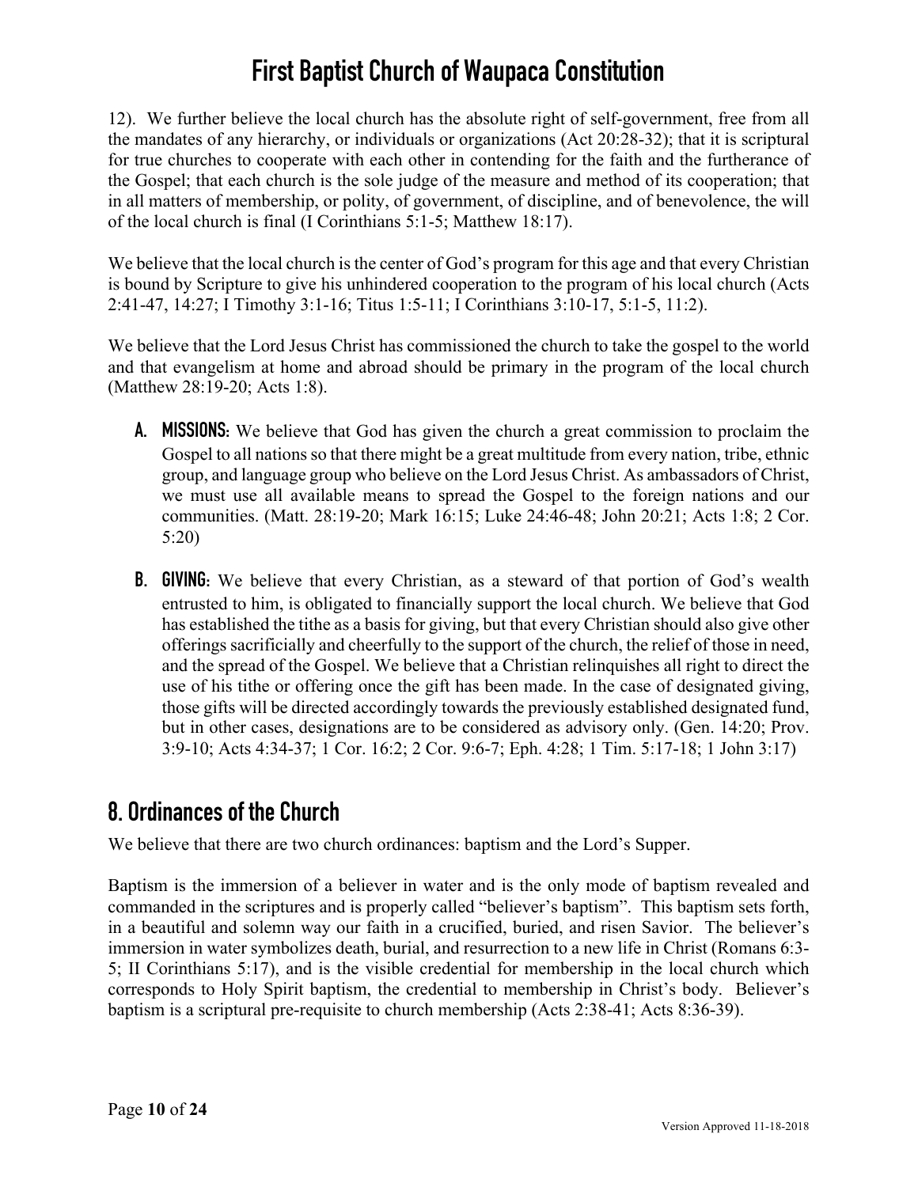12). We further believe the local church has the absolute right of self-government, free from all the mandates of any hierarchy, or individuals or organizations (Act 20:28-32); that it is scriptural for true churches to cooperate with each other in contending for the faith and the furtherance of the Gospel; that each church is the sole judge of the measure and method of its cooperation; that in all matters of membership, or polity, of government, of discipline, and of benevolence, the will of the local church is final (I Corinthians 5:1-5; Matthew 18:17).

We believe that the local church is the center of God's program for this age and that every Christian is bound by Scripture to give his unhindered cooperation to the program of his local church (Acts 2:41-47, 14:27; I Timothy 3:1-16; Titus 1:5-11; I Corinthians 3:10-17, 5:1-5, 11:2).

We believe that the Lord Jesus Christ has commissioned the church to take the gospel to the world and that evangelism at home and abroad should be primary in the program of the local church (Matthew 28:19-20; Acts 1:8).

**A. MISSIONS:** We believe that God has given the church a great commission to proclaim the Gospel to all nations so that there might be a great multitude from every nation, tribe, ethnic group, and language group who believe on the Lord Jesus Christ. As ambassadors of Christ, we must use all available means to spread the Gospel to the foreign nations and our communities. (Matt. 28:19-20; Mark 16:15; Luke 24:46-48; John 20:21; Acts 1:8; 2 Cor. 5:20)

**B. GIVING:** We believe that every Christian, as a steward of that portion of God's wealth entrusted to him, is obligated to financially support the local church. We believe that God has established the tithe as a basis for giving, but that every Christian should also give other offerings sacrificially and cheerfully to the support of the church, the relief of those in need, and the spread of the Gospel. We believe that a Christian relinquishes all right to direct the use of his tithe or offering once the gift has been made. In the case of designated giving, those gifts will be directed accordingly towards the previously established designated fund, but in other cases, designations are to be considered as advisory only. (Gen. 14:20; Prov. 3:9-10; Acts 4:34-37; 1 Cor. 16:2; 2 Cor. 9:6-7; Eph. 4:28; 1 Tim. 5:17-18; 1 John 3:17)

## 8. Ordinances of the Church

We believe that there are two church ordinances: baptism and the Lord's Supper.

Baptism is the immersion of a believer in water and is the only mode of baptism revealed and commanded in the scriptures and is properly called "believer's baptism". This baptism sets forth, in a beautiful and solemn way our faith in a crucified, buried, and risen Savior. The believer's immersion in water symbolizes death, burial, and resurrection to a new life in Christ (Romans 6:3-5; II Corinthians 5:17), and is the visible credential for membership in the local church which corresponds to Holy Spirit baptism, the credential to membership in Christ's body. Believer's baptism is a scriptural pre-requisite to church membership (Acts 2:38-41; Acts 8:36-39).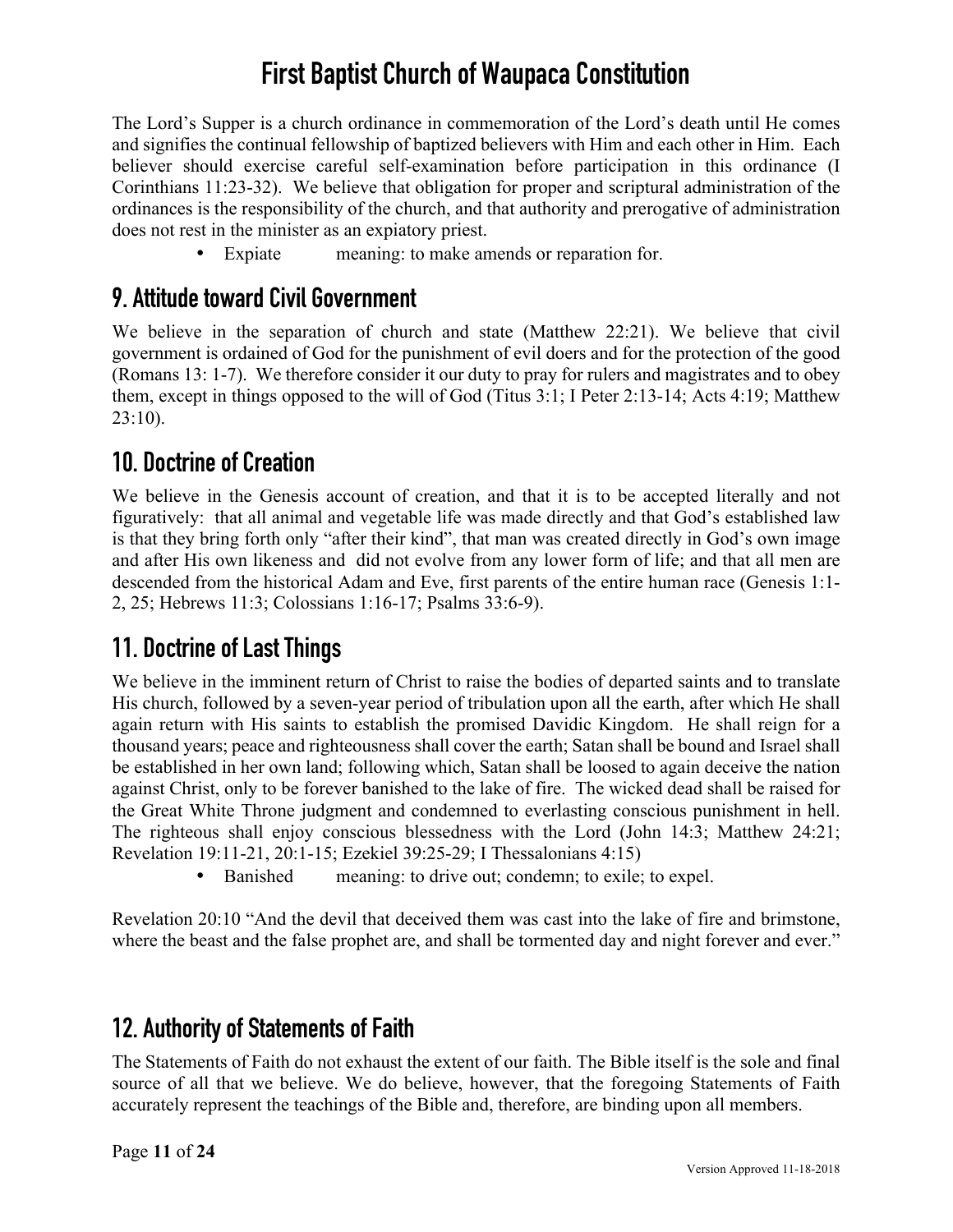The Lord's Supper is a church ordinance in commemoration of the Lord's death until He comes and signifies the continual fellowship of baptized believers with Him and each other in Him. Each believer should exercise careful self-examination before participation in this ordinance (I Corinthians 11:23-32). We believe that obligation for proper and scriptural administration of the ordinances is the responsibility of the church, and that authority and prerogative of administration does not rest in the minister as an expiatory priest.

- Expiate meaning: to make amends or reparation for.

## 9. Attitude toward Civil Government

We believe in the separation of church and state (Matthew 22:21). We believe that civil government is ordained of God for the punishment of evil doers and for the protection of the good (Romans 13: 1-7). We therefore consider it our duty to pray for rulers and magistrates and to obey them, except in things opposed to the will of God (Titus 3:1; I Peter 2:13-14; Acts 4:19; Matthew 23:10).

## 10. Doctrine of Creation

We believe in the Genesis account of creation, and that it is to be accepted literally and not figuratively: that all animal and vegetable life was made directly and that God's established law is that they bring forth only "after their kind", that man was created directly in God's own image and after His own likeness and did not evolve from any lower form of life; and that all men are descended from the historical Adam and Eve, first parents of the entire human race (Genesis 1:1-2, 25; Hebrews 11:3; Colossians 1:16-17; Psalms 33:6-9).

## 11. Doctrine of Last Things

We believe in the imminent return of Christ to raise the bodies of departed saints and to translate His church, followed by a seven-year period of tribulation upon all the earth, after which He shall again return with His saints to establish the promised Davidic Kingdom. He shall reign for a thousand years; peace and righteousness shall cover the earth; Satan shall be bound and Israel shall be established in her own land; following which, Satan shall be loosed to again deceive the nation against Christ, only to be forever banished to the lake of fire. The wicked dead shall be raised for the Great White Throne judgment and condemned to everlasting conscious punishment in hell. The righteous shall enjoy conscious blessedness with the Lord (John 14:3; Matthew 24:21; Revelation 19:11-21, 20:1-15; Ezekiel 39:25-29; I Thessalonians 4:15)

- Banished meaning: to drive out; condemn; to exile; to expel.

Revelation 20:10 "And the devil that deceived them was cast into the lake of fire and brimstone, where the beast and the false prophet are, and shall be tormented day and night forever and ever."

## 12. Authority of Statements of Faith

The Statements of Faith do not exhaust the extent of our faith. The Bible itself is the sole and final source of all that we believe. We do believe, however, that the foregoing Statements of Faith accurately represent the teachings of the Bible and, therefore, are binding upon all members.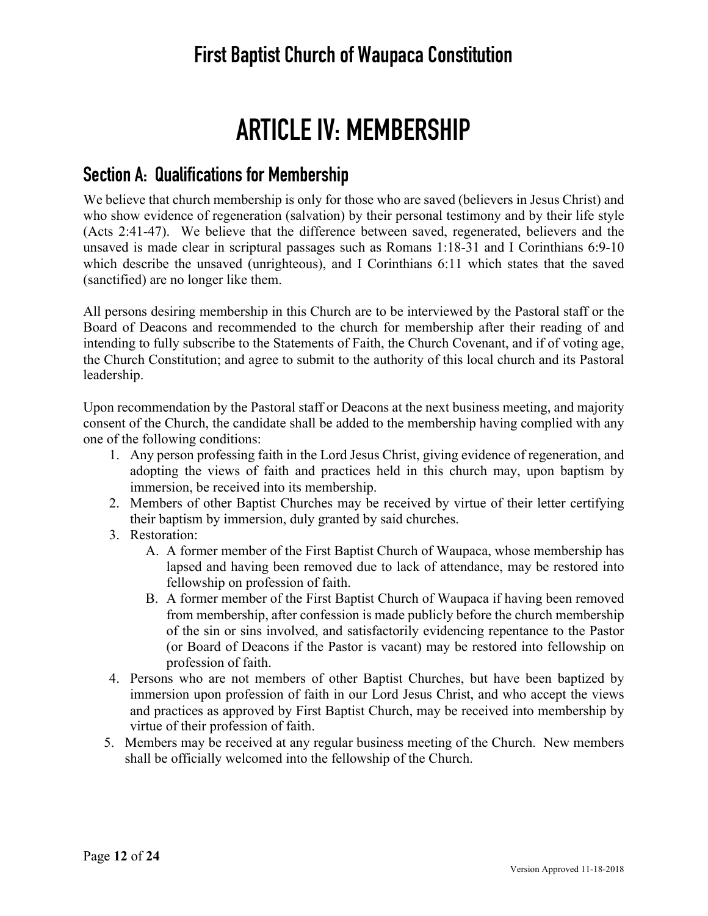# ARTICLE IV: MEMBERSHIP

## Section A: Qualifications for Membership

We believe that church membership is only for those who are saved (believers in Jesus Christ) and who show evidence of regeneration (salvation) by their personal testimony and by their life style (Acts 2:41-47). We believe that the difference between saved, regenerated, believers and the unsaved is made clear in scriptural passages such as Romans 1:18-31 and I Corinthians 6:9-10 which describe the unsaved (unrighteous), and I Corinthians 6:11 which states that the saved (sanctified) are no longer like them.

All persons desiring membership in this Church are to be interviewed by the Pastoral staff or the Board of Deacons and recommended to the church for membership after their reading of and intending to fully subscribe to the Statements of Faith, the Church Covenant, and if of voting age, the Church Constitution; and agree to submit to the authority of this local church and its Pastoral leadership.

Upon recommendation by the Pastoral staff or Deacons at the next business meeting, and majority consent of the Church, the candidate shall be added to the membership having complied with any one of the following conditions:

1. Any person professing faith in the Lord Jesus Christ, giving evidence of regeneration, and adopting the views of faith and practices held in this church may, upon baptism by immersion, be received into its membership.
2. Members of other Baptist Churches may be received by virtue of their letter certifying their baptism by immersion, duly granted by said churches.
3. Restoration:
   - A. A former member of the First Baptist Church of Waupaca, whose membership has lapsed and having been removed due to lack of attendance, may be restored into fellowship on profession of faith.
   - B. A former member of the First Baptist Church of Waupaca if having been removed from membership, after confession is made publicly before the church membership of the sin or sins involved, and satisfactorily evidencing repentance to the Pastor (or Board of Deacons if the Pastor is vacant) may be restored into fellowship on profession of faith.
4. Persons who are not members of other Baptist Churches, but have been baptized by immersion upon profession of faith in our Lord Jesus Christ, and who accept the views and practices as approved by First Baptist Church, may be received into membership by virtue of their profession of faith.
5. Members may be received at any regular business meeting of the Church. New members shall be officially welcomed into the fellowship of the Church.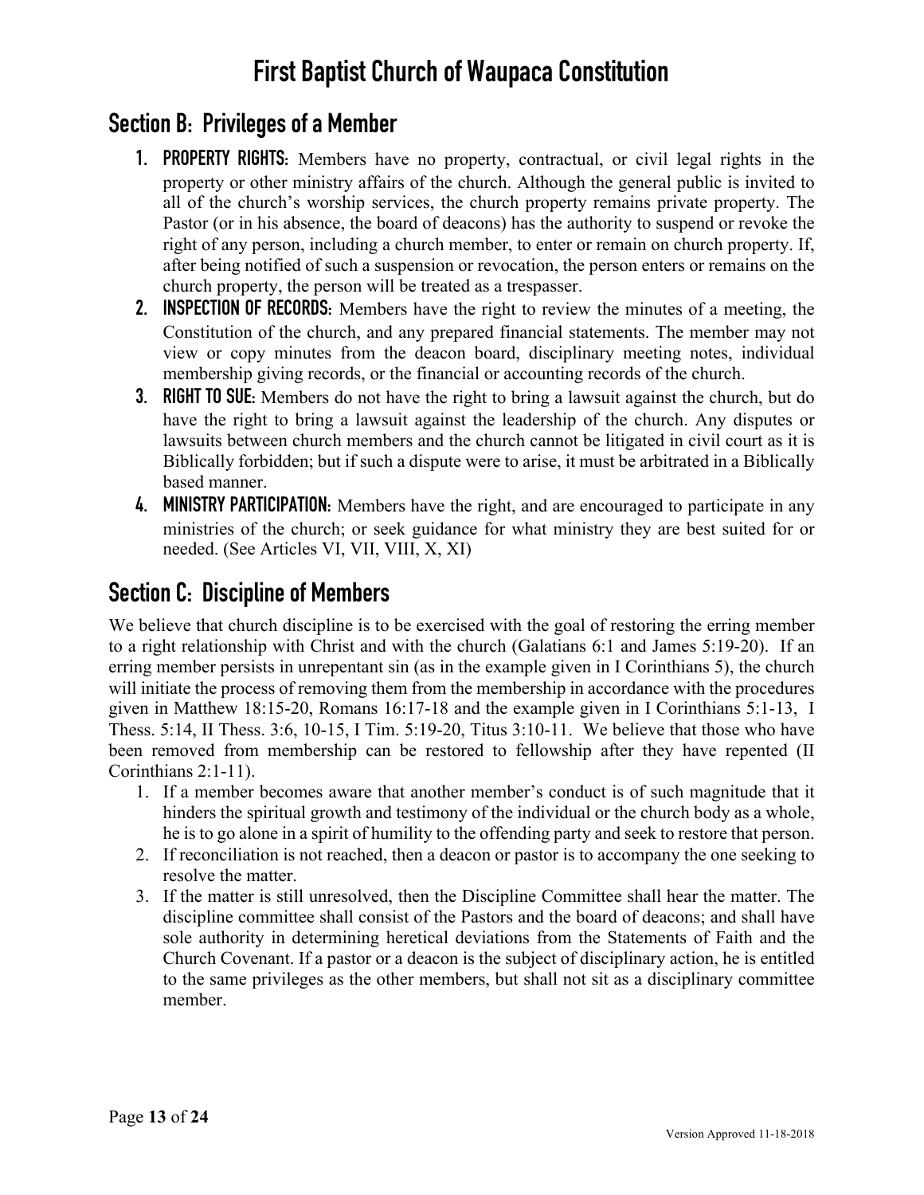## Section B: Privileges of a Member

1. **PROPERTY RIGHTS:** Members have no property, contractual, or civil legal rights in the property or other ministry affairs of the church. Although the general public is invited to all of the church's worship services, the church property remains private property. The Pastor (or in his absence, the board of deacons) has the authority to suspend or revoke the right of any person, including a church member, to enter or remain on church property. If, after being notified of such a suspension or revocation, the person enters or remains on the church property, the person will be treated as a trespasser.
2. **INSPECTION OF RECORDS:** Members have the right to review the minutes of a meeting, the Constitution of the church, and any prepared financial statements. The member may not view or copy minutes from the deacon board, disciplinary meeting notes, individual membership giving records, or the financial or accounting records of the church.
3. **RIGHT TO SUE:** Members do not have the right to bring a lawsuit against the church, but do have the right to bring a lawsuit against the leadership of the church. Any disputes or lawsuits between church members and the church cannot be litigated in civil court as it is Biblically forbidden; but if such a dispute were to arise, it must be arbitrated in a Biblically based manner.
4. **MINISTRY PARTICIPATION:** Members have the right, and are encouraged to participate in any ministries of the church; or seek guidance for what ministry they are best suited for or needed. (See Articles VI, VII, VIII, X, XI)

## Section C: Discipline of Members

We believe that church discipline is to be exercised with the goal of restoring the erring member to a right relationship with Christ and with the church (Galatians 6:1 and James 5:19-20). If an erring member persists in unrepentant sin (as in the example given in I Corinthians 5), the church will initiate the process of removing them from the membership in accordance with the procedures given in Matthew 18:15-20, Romans 16:17-18 and the example given in I Corinthians 5:1-13, I Thess. 5:14, II Thess. 3:6, 10-15, I Tim. 5:19-20, Titus 3:10-11. We believe that those who have been removed from membership can be restored to fellowship after they have repented (II Corinthians 2:1-11).

1. If a member becomes aware that another member's conduct is of such magnitude that it hinders the spiritual growth and testimony of the individual or the church body as a whole, he is to go alone in a spirit of humility to the offending party and seek to restore that person.
2. If reconciliation is not reached, then a deacon or pastor is to accompany the one seeking to resolve the matter.
3. If the matter is still unresolved, then the Discipline Committee shall hear the matter. The discipline committee shall consist of the Pastors and the board of deacons; and shall have sole authority in determining heretical deviations from the Statements of Faith and the Church Covenant. If a pastor or a deacon is the subject of disciplinary action, he is entitled to the same privileges as the other members, but shall not sit as a disciplinary committee member.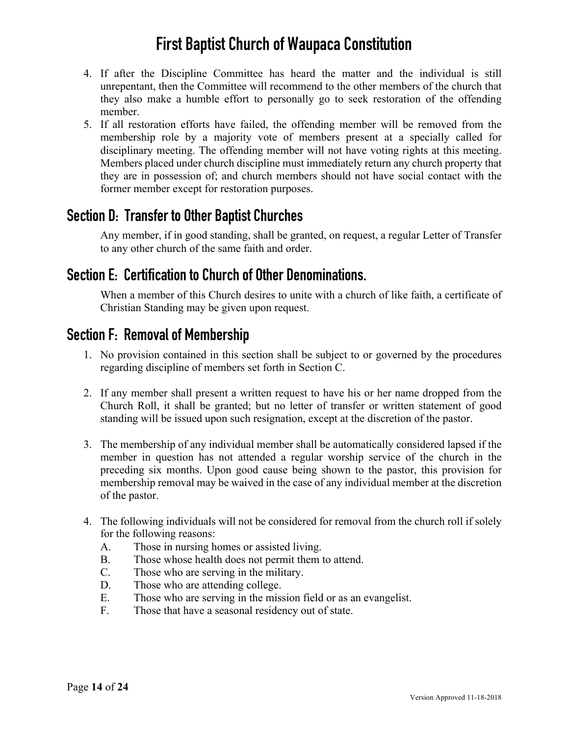4. If after the Discipline Committee has heard the matter and the individual is still unrepentant, then the Committee will recommend to the other members of the church that they also make a humble effort to personally go to seek restoration of the offending member.
5. If all restoration efforts have failed, the offending member will be removed from the membership role by a majority vote of members present at a specially called for disciplinary meeting. The offending member will not have voting rights at this meeting. Members placed under church discipline must immediately return any church property that they are in possession of; and church members should not have social contact with the former member except for restoration purposes.

## Section D: Transfer to Other Baptist Churches

Any member, if in good standing, shall be granted, on request, a regular Letter of Transfer to any other church of the same faith and order.

## Section E: Certification to Church of Other Denominations.

When a member of this Church desires to unite with a church of like faith, a certificate of Christian Standing may be given upon request.

## Section F: Removal of Membership

1. No provision contained in this section shall be subject to or governed by the procedures regarding discipline of members set forth in Section C.

2. If any member shall present a written request to have his or her name dropped from the Church Roll, it shall be granted; but no letter of transfer or written statement of good standing will be issued upon such resignation, except at the discretion of the pastor.

3. The membership of any individual member shall be automatically considered lapsed if the member in question has not attended a regular worship service of the church in the preceding six months. Upon good cause being shown to the pastor, this provision for membership removal may be waived in the case of any individual member at the discretion of the pastor.

4. The following individuals will not be considered for removal from the church roll if solely for the following reasons:
   - A. Those in nursing homes or assisted living.
   - B. Those whose health does not permit them to attend.
   - C. Those who are serving in the military.
   - D. Those who are attending college.
   - E. Those who are serving in the mission field or as an evangelist.
   - F. Those that have a seasonal residency out of state.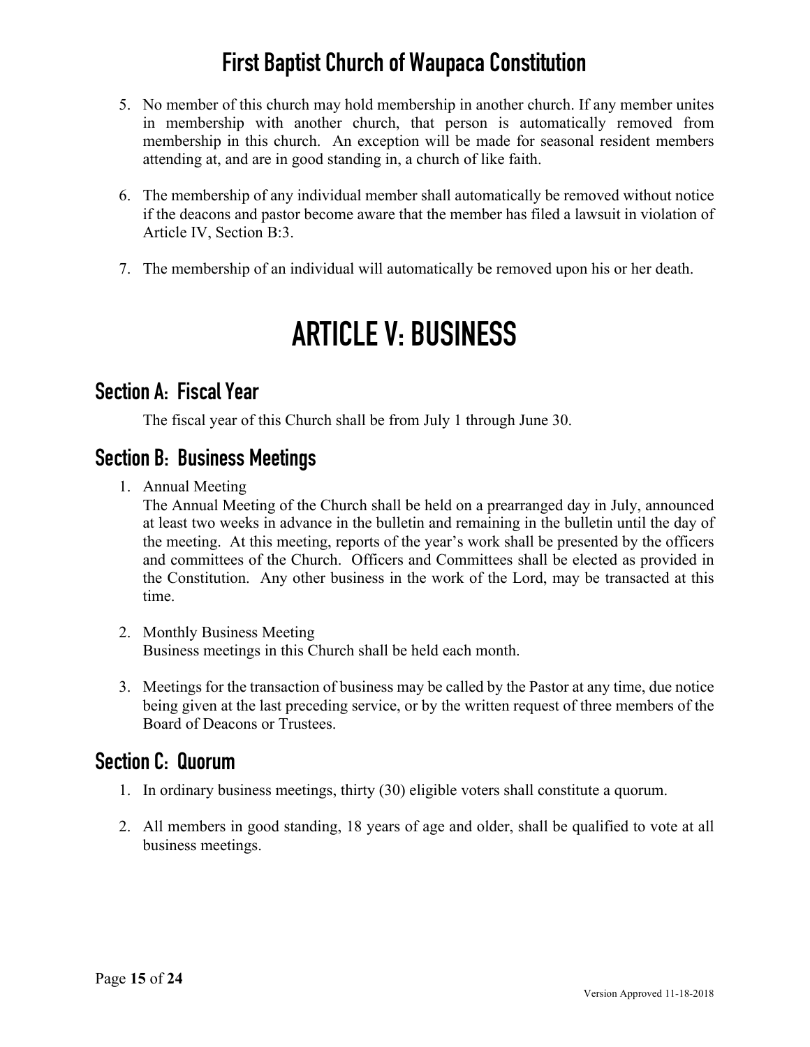5. No member of this church may hold membership in another church. If any member unites in membership with another church, that person is automatically removed from membership in this church. An exception will be made for seasonal resident members attending at, and are in good standing in, a church of like faith.

6. The membership of any individual member shall automatically be removed without notice if the deacons and pastor become aware that the member has filed a lawsuit in violation of Article IV, Section B:3.

7. The membership of an individual will automatically be removed upon his or her death.

# ARTICLE V: BUSINESS

## Section A: Fiscal Year

The fiscal year of this Church shall be from July 1 through June 30.

## Section B: Business Meetings

1. Annual Meeting
   The Annual Meeting of the Church shall be held on a prearranged day in July, announced at least two weeks in advance in the bulletin and remaining in the bulletin until the day of the meeting. At this meeting, reports of the year's work shall be presented by the officers and committees of the Church. Officers and Committees shall be elected as provided in the Constitution. Any other business in the work of the Lord, may be transacted at this time.

2. Monthly Business Meeting
   Business meetings in this Church shall be held each month.

3. Meetings for the transaction of business may be called by the Pastor at any time, due notice being given at the last preceding service, or by the written request of three members of the Board of Deacons or Trustees.

## Section C: Quorum

1. In ordinary business meetings, thirty (30) eligible voters shall constitute a quorum.

2. All members in good standing, 18 years of age and older, shall be qualified to vote at all business meetings.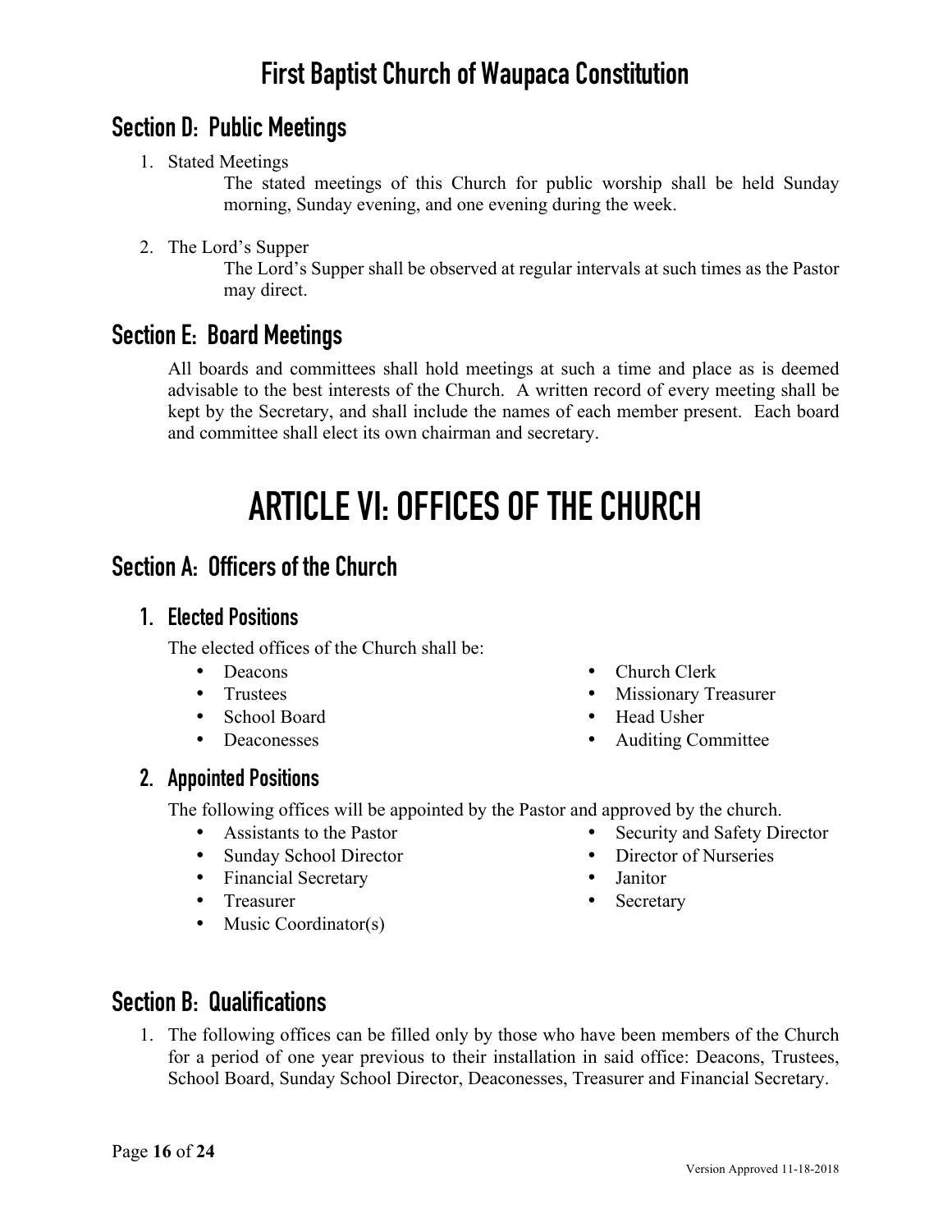## Section D: Public Meetings

1. Stated Meetings

   The stated meetings of this Church for public worship shall be held Sunday morning, Sunday evening, and one evening during the week.

2. The Lord's Supper

   The Lord's Supper shall be observed at regular intervals at such times as the Pastor may direct.

## Section E: Board Meetings

All boards and committees shall hold meetings at such a time and place as is deemed advisable to the best interests of the Church. A written record of every meeting shall be kept by the Secretary, and shall include the names of each member present. Each board and committee shall elect its own chairman and secretary.

# ARTICLE VI: OFFICES OF THE CHURCH

## Section A: Officers of the Church

### 1. Elected Positions

The elected offices of the Church shall be:

- Deacons
- Trustees
- School Board
- Deaconesses
- Church Clerk
- Missionary Treasurer
- Head Usher
- Auditing Committee

### 2. Appointed Positions

The following offices will be appointed by the Pastor and approved by the church.

- Assistants to the Pastor
- Sunday School Director
- Financial Secretary
- Treasurer
- Music Coordinator(s)
- Security and Safety Director
- Director of Nurseries
- Janitor
- Secretary

## Section B: Qualifications

1. The following offices can be filled only by those who have been members of the Church for a period of one year previous to their installation in said office: Deacons, Trustees, School Board, Sunday School Director, Deaconesses, Treasurer and Financial Secretary.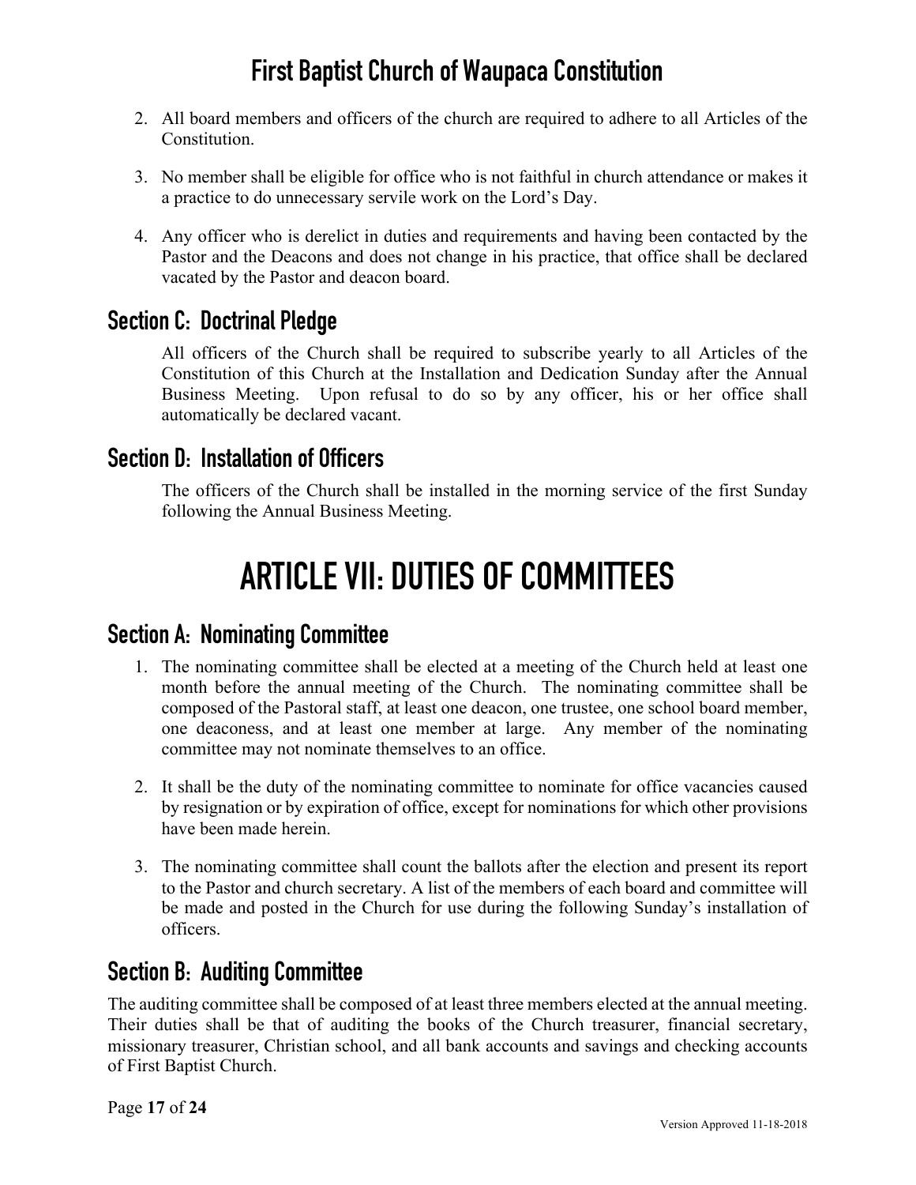2. All board members and officers of the church are required to adhere to all Articles of the Constitution.

3. No member shall be eligible for office who is not faithful in church attendance or makes it a practice to do unnecessary servile work on the Lord's Day.

4. Any officer who is derelict in duties and requirements and having been contacted by the Pastor and the Deacons and does not change in his practice, that office shall be declared vacated by the Pastor and deacon board.

## Section C: Doctrinal Pledge

All officers of the Church shall be required to subscribe yearly to all Articles of the Constitution of this Church at the Installation and Dedication Sunday after the Annual Business Meeting. Upon refusal to do so by any officer, his or her office shall automatically be declared vacant.

## Section D: Installation of Officers

The officers of the Church shall be installed in the morning service of the first Sunday following the Annual Business Meeting.

# ARTICLE VII: DUTIES OF COMMITTEES

## Section A: Nominating Committee

1. The nominating committee shall be elected at a meeting of the Church held at least one month before the annual meeting of the Church. The nominating committee shall be composed of the Pastoral staff, at least one deacon, one trustee, one school board member, one deaconess, and at least one member at large. Any member of the nominating committee may not nominate themselves to an office.

2. It shall be the duty of the nominating committee to nominate for office vacancies caused by resignation or by expiration of office, except for nominations for which other provisions have been made herein.

3. The nominating committee shall count the ballots after the election and present its report to the Pastor and church secretary. A list of the members of each board and committee will be made and posted in the Church for use during the following Sunday's installation of officers.

## Section B: Auditing Committee

The auditing committee shall be composed of at least three members elected at the annual meeting. Their duties shall be that of auditing the books of the Church treasurer, financial secretary, missionary treasurer, Christian school, and all bank accounts and savings and checking accounts of First Baptist Church.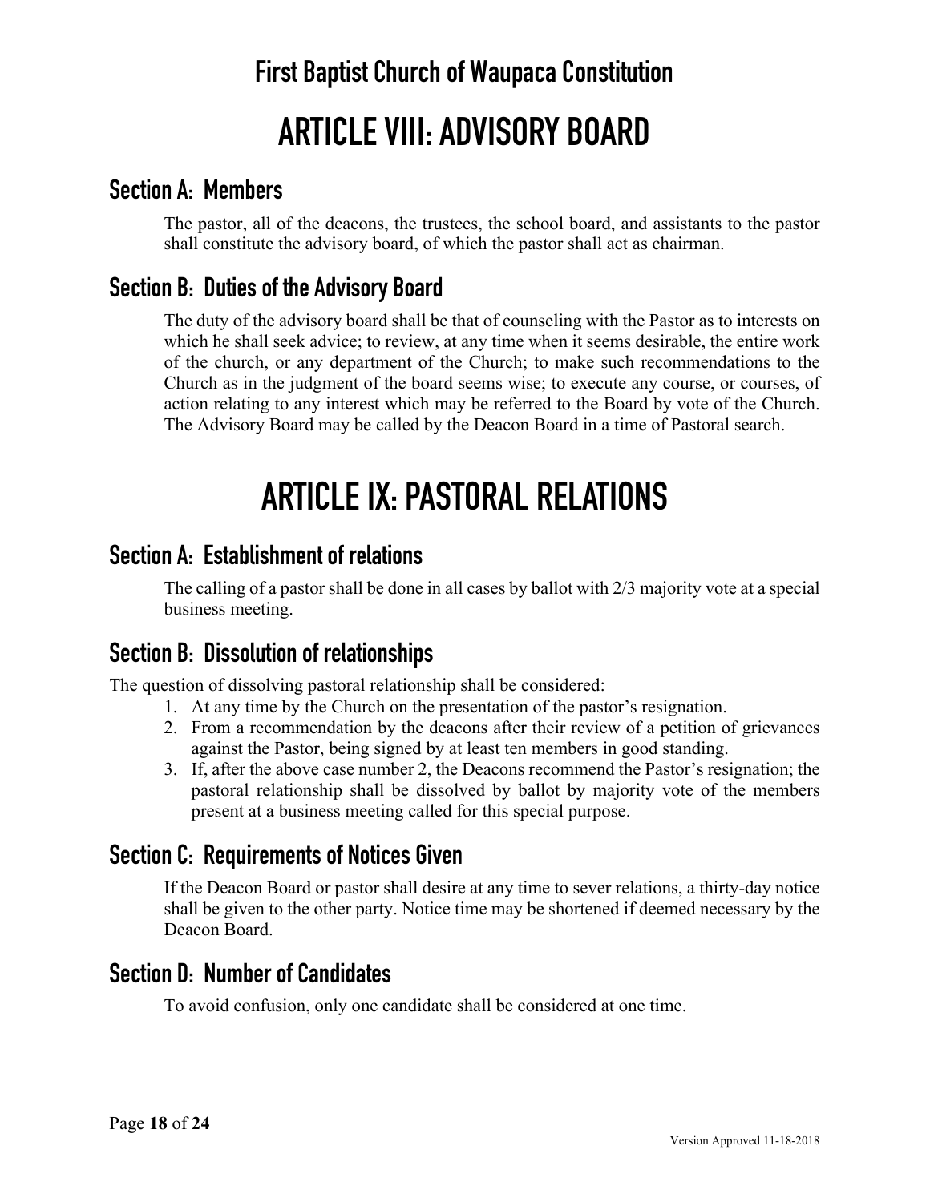# ARTICLE VIII: ADVISORY BOARD

## Section A: Members

The pastor, all of the deacons, the trustees, the school board, and assistants to the pastor shall constitute the advisory board, of which the pastor shall act as chairman.

## Section B: Duties of the Advisory Board

The duty of the advisory board shall be that of counseling with the Pastor as to interests on which he shall seek advice; to review, at any time when it seems desirable, the entire work of the church, or any department of the Church; to make such recommendations to the Church as in the judgment of the board seems wise; to execute any course, or courses, of action relating to any interest which may be referred to the Board by vote of the Church. The Advisory Board may be called by the Deacon Board in a time of Pastoral search.

# ARTICLE IX: PASTORAL RELATIONS

## Section A: Establishment of relations

The calling of a pastor shall be done in all cases by ballot with 2/3 majority vote at a special business meeting.

## Section B: Dissolution of relationships

The question of dissolving pastoral relationship shall be considered:

1. At any time by the Church on the presentation of the pastor's resignation.
2. From a recommendation by the deacons after their review of a petition of grievances against the Pastor, being signed by at least ten members in good standing.
3. If, after the above case number 2, the Deacons recommend the Pastor's resignation; the pastoral relationship shall be dissolved by ballot by majority vote of the members present at a business meeting called for this special purpose.

## Section C: Requirements of Notices Given

If the Deacon Board or pastor shall desire at any time to sever relations, a thirty-day notice shall be given to the other party. Notice time may be shortened if deemed necessary by the Deacon Board.

## Section D: Number of Candidates

To avoid confusion, only one candidate shall be considered at one time.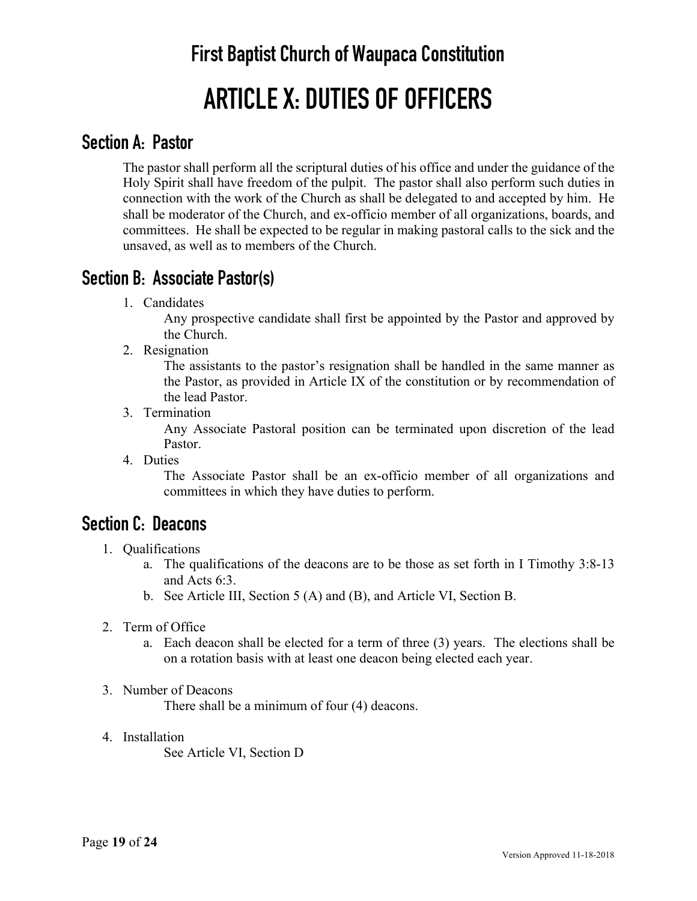# First Baptist Church of Waupaca Constitution

# ARTICLE X: DUTIES OF OFFICERS

## Section A: Pastor

The pastor shall perform all the scriptural duties of his office and under the guidance of the Holy Spirit shall have freedom of the pulpit. The pastor shall also perform such duties in connection with the work of the Church as shall be delegated to and accepted by him. He shall be moderator of the Church, and ex-officio member of all organizations, boards, and committees. He shall be expected to be regular in making pastoral calls to the sick and the unsaved, as well as to members of the Church.

## Section B: Associate Pastor(s)

1. Candidates

   Any prospective candidate shall first be appointed by the Pastor and approved by the Church.

2. Resignation

   The assistants to the pastor's resignation shall be handled in the same manner as the Pastor, as provided in Article IX of the constitution or by recommendation of the lead Pastor.

3. Termination

   Any Associate Pastoral position can be terminated upon discretion of the lead Pastor.

4. Duties

   The Associate Pastor shall be an ex-officio member of all organizations and committees in which they have duties to perform.

## Section C: Deacons

1. Qualifications
   a. The qualifications of the deacons are to be those as set forth in I Timothy 3:8-13 and Acts 6:3.
   b. See Article III, Section 5 (A) and (B), and Article VI, Section B.

2. Term of Office
   a. Each deacon shall be elected for a term of three (3) years. The elections shall be on a rotation basis with at least one deacon being elected each year.

3. Number of Deacons

   There shall be a minimum of four (4) deacons.

4. Installation

   See Article VI, Section D

Version Approved 11-18-2018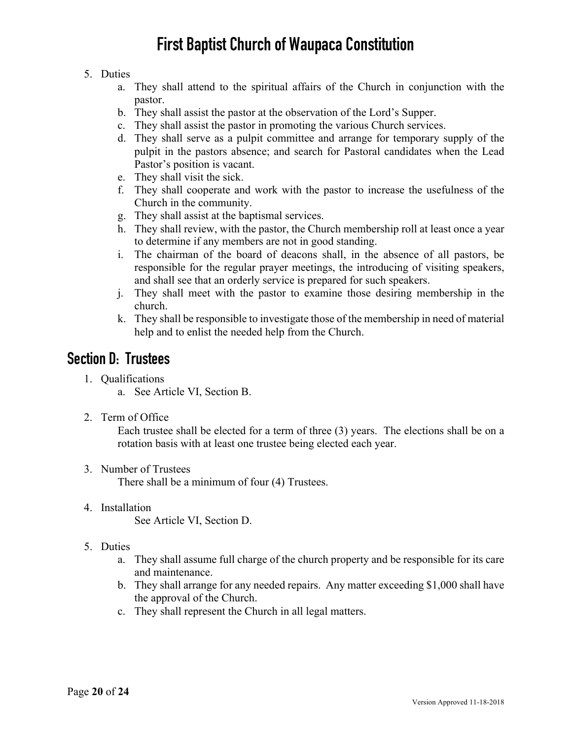5. Duties
    a. They shall attend to the spiritual affairs of the Church in conjunction with the pastor.
    b. They shall assist the pastor at the observation of the Lord's Supper.
    c. They shall assist the pastor in promoting the various Church services.
    d. They shall serve as a pulpit committee and arrange for temporary supply of the pulpit in the pastors absence; and search for Pastoral candidates when the Lead Pastor's position is vacant.
    e. They shall visit the sick.
    f. They shall cooperate and work with the pastor to increase the usefulness of the Church in the community.
    g. They shall assist at the baptismal services.
    h. They shall review, with the pastor, the Church membership roll at least once a year to determine if any members are not in good standing.
    i. The chairman of the board of deacons shall, in the absence of all pastors, be responsible for the regular prayer meetings, the introducing of visiting speakers, and shall see that an orderly service is prepared for such speakers.
    j. They shall meet with the pastor to examine those desiring membership in the church.
    k. They shall be responsible to investigate those of the membership in need of material help and to enlist the needed help from the Church.

## Section D: Trustees

1. Qualifications
    a. See Article VI, Section B.

2. Term of Office

    Each trustee shall be elected for a term of three (3) years. The elections shall be on a rotation basis with at least one trustee being elected each year.

3. Number of Trustees

    There shall be a minimum of four (4) Trustees.

4. Installation

    See Article VI, Section D.

5. Duties
    a. They shall assume full charge of the church property and be responsible for its care and maintenance.
    b. They shall arrange for any needed repairs. Any matter exceeding $1,000 shall have the approval of the Church.
    c. They shall represent the Church in all legal matters.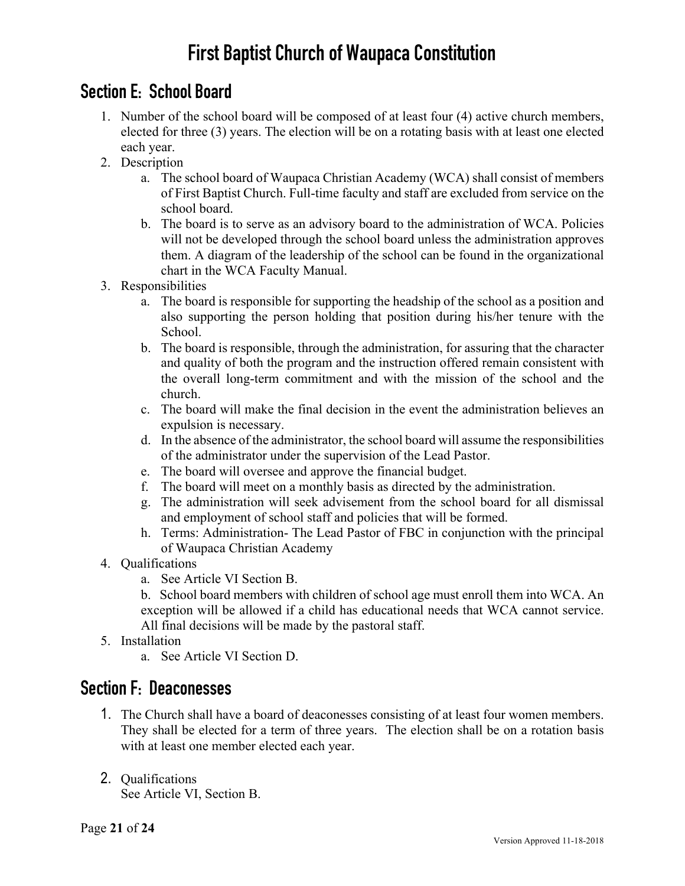## Section E: School Board

1. Number of the school board will be composed of at least four (4) active church members, elected for three (3) years. The election will be on a rotating basis with at least one elected each year.
2. Description
    a. The school board of Waupaca Christian Academy (WCA) shall consist of members of First Baptist Church. Full-time faculty and staff are excluded from service on the school board.
    b. The board is to serve as an advisory board to the administration of WCA. Policies will not be developed through the school board unless the administration approves them. A diagram of the leadership of the school can be found in the organizational chart in the WCA Faculty Manual.
3. Responsibilities
    a. The board is responsible for supporting the headship of the school as a position and also supporting the person holding that position during his/her tenure with the School.
    b. The board is responsible, through the administration, for assuring that the character and quality of both the program and the instruction offered remain consistent with the overall long-term commitment and with the mission of the school and the church.
    c. The board will make the final decision in the event the administration believes an expulsion is necessary.
    d. In the absence of the administrator, the school board will assume the responsibilities of the administrator under the supervision of the Lead Pastor.
    e. The board will oversee and approve the financial budget.
    f. The board will meet on a monthly basis as directed by the administration.
    g. The administration will seek advisement from the school board for all dismissal and employment of school staff and policies that will be formed.
    h. Terms: Administration- The Lead Pastor of FBC in conjunction with the principal of Waupaca Christian Academy
4. Qualifications
    a. See Article VI Section B.
    b. School board members with children of school age must enroll them into WCA. An exception will be allowed if a child has educational needs that WCA cannot service. All final decisions will be made by the pastoral staff.
5. Installation
    a. See Article VI Section D.

## Section F: Deaconesses

1. The Church shall have a board of deaconesses consisting of at least four women members. They shall be elected for a term of three years. The election shall be on a rotation basis with at least one member elected each year.

2. Qualifications
   See Article VI, Section B.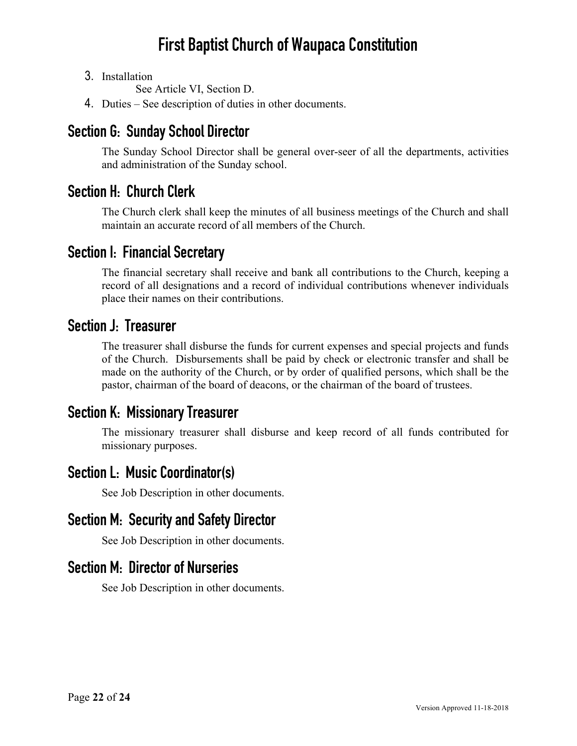3. Installation

   See Article VI, Section D.

4. Duties – See description of duties in other documents.

## Section G: Sunday School Director

The Sunday School Director shall be general over-seer of all the departments, activities and administration of the Sunday school.

## Section H: Church Clerk

The Church clerk shall keep the minutes of all business meetings of the Church and shall maintain an accurate record of all members of the Church.

## Section I: Financial Secretary

The financial secretary shall receive and bank all contributions to the Church, keeping a record of all designations and a record of individual contributions whenever individuals place their names on their contributions.

## Section J: Treasurer

The treasurer shall disburse the funds for current expenses and special projects and funds of the Church. Disbursements shall be paid by check or electronic transfer and shall be made on the authority of the Church, or by order of qualified persons, which shall be the pastor, chairman of the board of deacons, or the chairman of the board of trustees.

## Section K: Missionary Treasurer

The missionary treasurer shall disburse and keep record of all funds contributed for missionary purposes.

## Section L: Music Coordinator(s)

See Job Description in other documents.

## Section M: Security and Safety Director

See Job Description in other documents.

## Section M: Director of Nurseries

See Job Description in other documents.

Version Approved 11-18-2018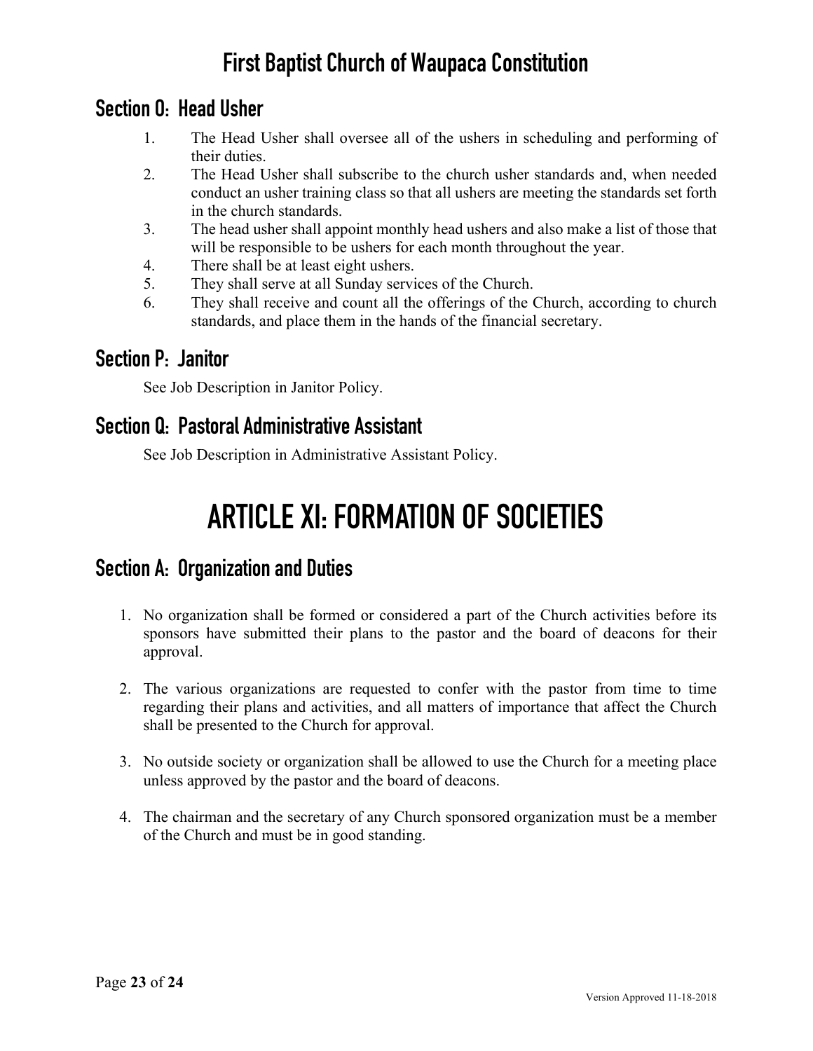## Section O: Head Usher

1. The Head Usher shall oversee all of the ushers in scheduling and performing of their duties.
2. The Head Usher shall subscribe to the church usher standards and, when needed conduct an usher training class so that all ushers are meeting the standards set forth in the church standards.
3. The head usher shall appoint monthly head ushers and also make a list of those that will be responsible to be ushers for each month throughout the year.
4. There shall be at least eight ushers.
5. They shall serve at all Sunday services of the Church.
6. They shall receive and count all the offerings of the Church, according to church standards, and place them in the hands of the financial secretary.

## Section P: Janitor

See Job Description in Janitor Policy.

## Section Q: Pastoral Administrative Assistant

See Job Description in Administrative Assistant Policy.

# ARTICLE XI: FORMATION OF SOCIETIES

## Section A: Organization and Duties

1. No organization shall be formed or considered a part of the Church activities before its sponsors have submitted their plans to the pastor and the board of deacons for their approval.

2. The various organizations are requested to confer with the pastor from time to time regarding their plans and activities, and all matters of importance that affect the Church shall be presented to the Church for approval.

3. No outside society or organization shall be allowed to use the Church for a meeting place unless approved by the pastor and the board of deacons.

4. The chairman and the secretary of any Church sponsored organization must be a member of the Church and must be in good standing.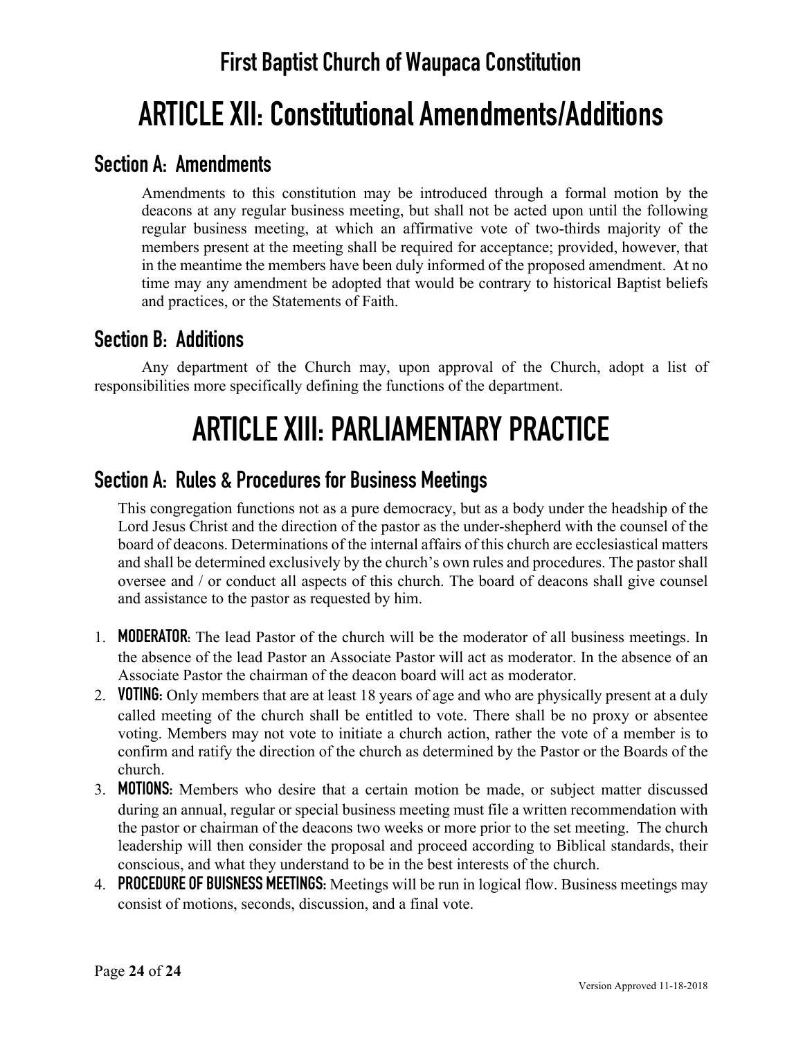# ARTICLE XII: Constitutional Amendments/Additions

## Section A: Amendments

Amendments to this constitution may be introduced through a formal motion by the deacons at any regular business meeting, but shall not be acted upon until the following regular business meeting, at which an affirmative vote of two-thirds majority of the members present at the meeting shall be required for acceptance; provided, however, that in the meantime the members have been duly informed of the proposed amendment. At no time may any amendment be adopted that would be contrary to historical Baptist beliefs and practices, or the Statements of Faith.

## Section B: Additions

Any department of the Church may, upon approval of the Church, adopt a list of responsibilities more specifically defining the functions of the department.

# ARTICLE XIII: PARLIAMENTARY PRACTICE

## Section A: Rules & Procedures for Business Meetings

This congregation functions not as a pure democracy, but as a body under the headship of the Lord Jesus Christ and the direction of the pastor as the under-shepherd with the counsel of the board of deacons. Determinations of the internal affairs of this church are ecclesiastical matters and shall be determined exclusively by the church's own rules and procedures. The pastor shall oversee and / or conduct all aspects of this church. The board of deacons shall give counsel and assistance to the pastor as requested by him.

1. **MODERATOR**: The lead Pastor of the church will be the moderator of all business meetings. In the absence of the lead Pastor an Associate Pastor will act as moderator. In the absence of an Associate Pastor the chairman of the deacon board will act as moderator.
2. **VOTING:** Only members that are at least 18 years of age and who are physically present at a duly called meeting of the church shall be entitled to vote. There shall be no proxy or absentee voting. Members may not vote to initiate a church action, rather the vote of a member is to confirm and ratify the direction of the church as determined by the Pastor or the Boards of the church.
3. **MOTIONS:** Members who desire that a certain motion be made, or subject matter discussed during an annual, regular or special business meeting must file a written recommendation with the pastor or chairman of the deacons two weeks or more prior to the set meeting. The church leadership will then consider the proposal and proceed according to Biblical standards, their conscious, and what they understand to be in the best interests of the church.
4. **PROCEDURE OF BUISNESS MEETINGS:** Meetings will be run in logical flow. Business meetings may consist of motions, seconds, discussion, and a final vote.

Version Approved 11-18-2018